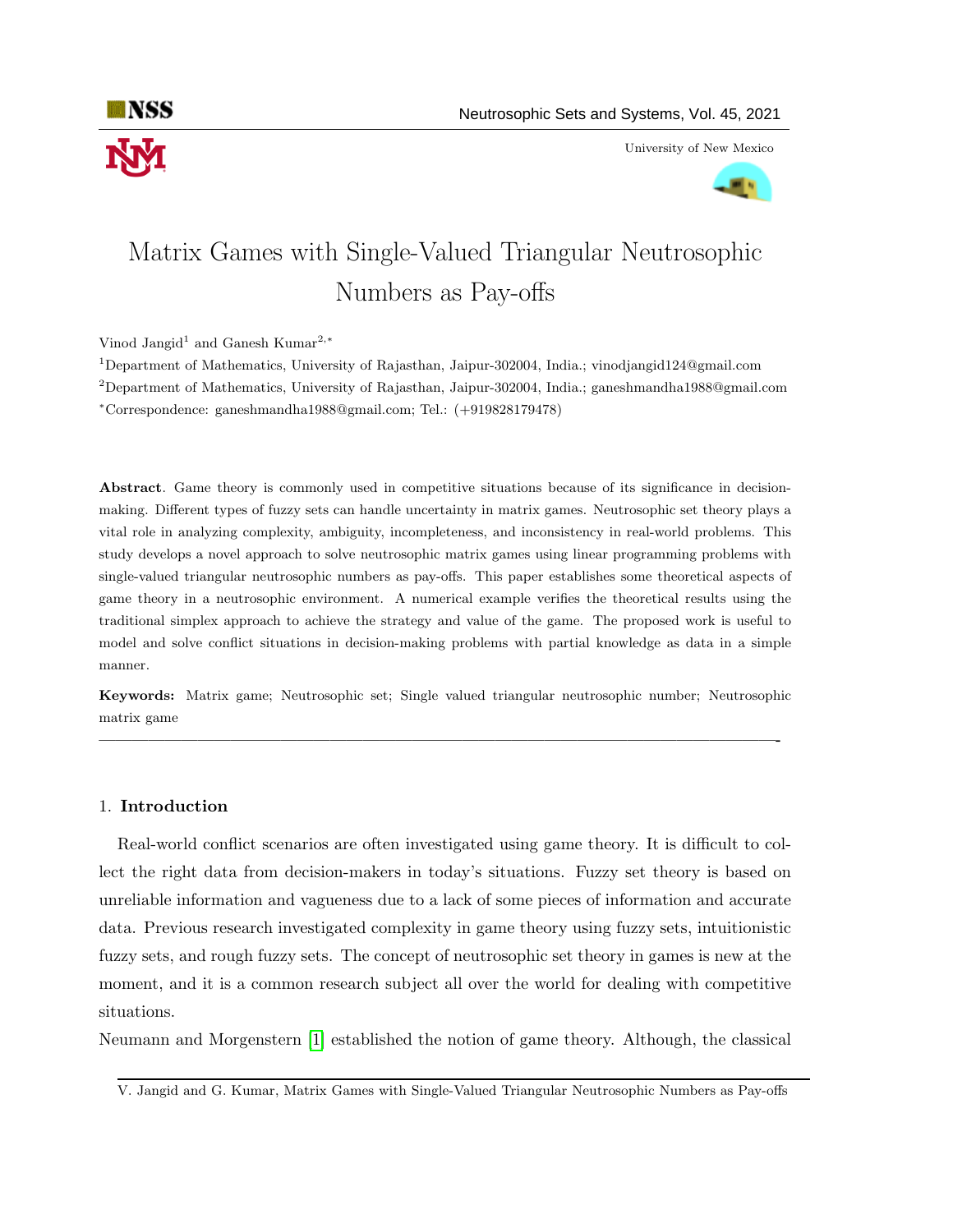# Matrix Games with Single-Valued Triangular Neutrosophic Numbers as Pay-offs

Vinod Jangid[1] and Ganesh Kumar[2,*]

[1]Department of Mathematics, University of Rajasthan, Jaipur-302004, India.; vinodjangid124@gmail.com

[2]Department of Mathematics, University of Rajasthan, Jaipur-302004, India.; ganeshmandha1988@gmail.com

[*]Correspondence: ganeshmandha1988@gmail.com; Tel.: (+919828179478)

**Abstract**. Game theory is commonly used in competitive situations because of its significance in decision-making. Different types of fuzzy sets can handle uncertainty in matrix games. Neutrosophic set theory plays a vital role in analyzing complexity, ambiguity, incompleteness, and inconsistency in real-world problems. This study develops a novel approach to solve neutrosophic matrix games using linear programming problems with single-valued triangular neutrosophic numbers as pay-offs. This paper establishes some theoretical aspects of game theory in a neutrosophic environment. A numerical example verifies the theoretical results using the traditional simplex approach to achieve the strategy and value of the game. The proposed work is useful to model and solve conflict situations in decision-making problems with partial knowledge as data in a simple manner.

**Keywords:** Matrix game; Neutrosophic set; Single valued triangular neutrosophic number; Neutrosophic matrix game

## 1. Introduction

Real-world conflict scenarios are often investigated using game theory. It is difficult to collect the right data from decision-makers in today's situations. Fuzzy set theory is based on unreliable information and vagueness due to a lack of some pieces of information and accurate data. Previous research investigated complexity in game theory using fuzzy sets, intuitionistic fuzzy sets, and rough fuzzy sets. The concept of neutrosophic set theory in games is new at the moment, and it is a common research subject all over the world for dealing with competitive situations.

Neumann and Morgenstern [1] established the notion of game theory. Although, the classical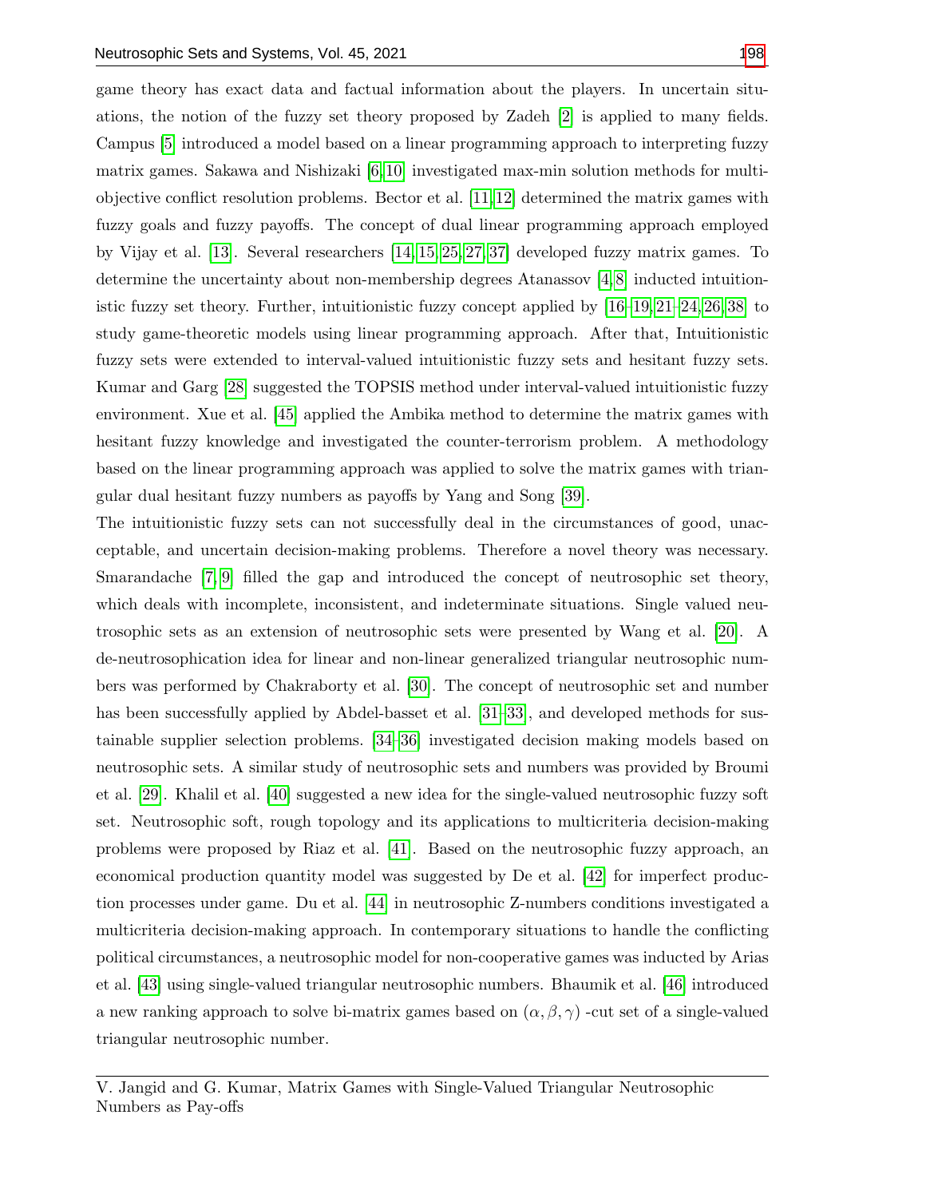game theory has exact data and factual information about the players. In uncertain situations, the notion of the fuzzy set theory proposed by Zadeh [2] is applied to many fields. Campus [5] introduced a model based on a linear programming approach to interpreting fuzzy matrix games. Sakawa and Nishizaki [6,10] investigated max-min solution methods for multi-objective conflict resolution problems. Bector et al. [11,12] determined the matrix games with fuzzy goals and fuzzy payoffs. The concept of dual linear programming approach employed by Vijay et al. [13]. Several researchers [14,15,25,27,37] developed fuzzy matrix games. To determine the uncertainty about non-membership degrees Atanassov [4,8] inducted intuitionistic fuzzy set theory. Further, intuitionistic fuzzy concept applied by [16–19,21–24,26,38] to study game-theoretic models using linear programming approach. After that, Intuitionistic fuzzy sets were extended to interval-valued intuitionistic fuzzy sets and hesitant fuzzy sets. Kumar and Garg [28] suggested the TOPSIS method under interval-valued intuitionistic fuzzy environment. Xue et al. [45] applied the Ambika method to determine the matrix games with hesitant fuzzy knowledge and investigated the counter-terrorism problem. A methodology based on the linear programming approach was applied to solve the matrix games with triangular dual hesitant fuzzy numbers as payoffs by Yang and Song [39].

The intuitionistic fuzzy sets can not successfully deal in the circumstances of good, unacceptable, and uncertain decision-making problems. Therefore a novel theory was necessary. Smarandache [7,9] filled the gap and introduced the concept of neutrosophic set theory, which deals with incomplete, inconsistent, and indeterminate situations. Single valued neutrosophic sets as an extension of neutrosophic sets were presented by Wang et al. [20]. A de-neutrosophication idea for linear and non-linear generalized triangular neutrosophic numbers was performed by Chakraborty et al. [30]. The concept of neutrosophic set and number has been successfully applied by Abdel-basset et al. [31–33], and developed methods for sustainable supplier selection problems. [34–36] investigated decision making models based on neutrosophic sets. A similar study of neutrosophic sets and numbers was provided by Broumi et al. [29]. Khalil et al. [40] suggested a new idea for the single-valued neutrosophic fuzzy soft set. Neutrosophic soft, rough topology and its applications to multicriteria decision-making problems were proposed by Riaz et al. [41]. Based on the neutrosophic fuzzy approach, an economical production quantity model was suggested by De et al. [42] for imperfect production processes under game. Du et al. [44] in neutrosophic Z-numbers conditions investigated a multicriteria decision-making approach. In contemporary situations to handle the conflicting political circumstances, a neutrosophic model for non-cooperative games was inducted by Arias et al. [43] using single-valued triangular neutrosophic numbers. Bhaumik et al. [46] introduced a new ranking approach to solve bi-matrix games based on $(\alpha, \beta, \gamma)$ -cut set of a single-valued triangular neutrosophic number.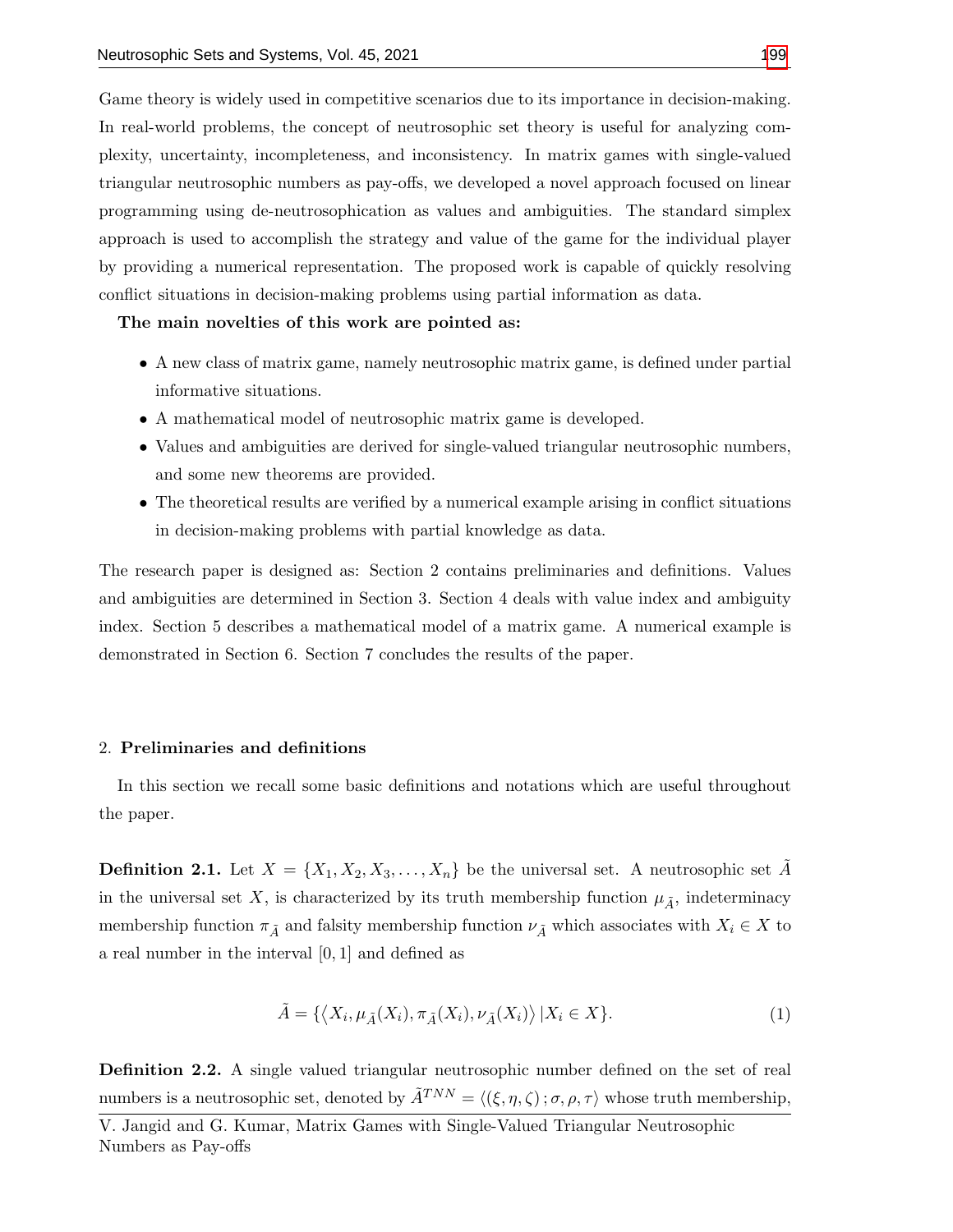Game theory is widely used in competitive scenarios due to its importance in decision-making. In real-world problems, the concept of neutrosophic set theory is useful for analyzing complexity, uncertainty, incompleteness, and inconsistency. In matrix games with single-valued triangular neutrosophic numbers as pay-offs, we developed a novel approach focused on linear programming using de-neutrosophication as values and ambiguities. The standard simplex approach is used to accomplish the strategy and value of the game for the individual player by providing a numerical representation. The proposed work is capable of quickly resolving conflict situations in decision-making problems using partial information as data.

**The main novelties of this work are pointed as:**

- A new class of matrix game, namely neutrosophic matrix game, is defined under partial informative situations.
- A mathematical model of neutrosophic matrix game is developed.
- Values and ambiguities are derived for single-valued triangular neutrosophic numbers, and some new theorems are provided.
- The theoretical results are verified by a numerical example arising in conflict situations in decision-making problems with partial knowledge as data.

The research paper is designed as: Section 2 contains preliminaries and definitions. Values and ambiguities are determined in Section 3. Section 4 deals with value index and ambiguity index. Section 5 describes a mathematical model of a matrix game. A numerical example is demonstrated in Section 6. Section 7 concludes the results of the paper.

## 2. **Preliminaries and definitions**

In this section we recall some basic definitions and notations which are useful throughout the paper.

**Definition 2.1.** Let $X = \{X_1, X_2, X_3, \ldots, X_n\}$ be the universal set. A neutrosophic set $\tilde{A}$ in the universal set $X$, is characterized by its truth membership function $\mu_{\tilde{A}}$, indeterminacy membership function $\pi_{\tilde{A}}$ and falsity membership function $\nu_{\tilde{A}}$ which associates with $X_i \in X$ to a real number in the interval $[0, 1]$ and defined as

$$\tilde{A} = \{\langle X_i, \mu_{\tilde{A}}(X_i), \pi_{\tilde{A}}(X_i), \nu_{\tilde{A}}(X_i)\rangle \,|X_i \in X\}. \tag{1}$$

**Definition 2.2.** A single valued triangular neutrosophic number defined on the set of real numbers is a neutrosophic set, denoted by $\tilde{A}^{TNN} = \langle (\xi, \eta, \zeta)\,; \sigma, \rho, \tau\rangle$ whose truth membership,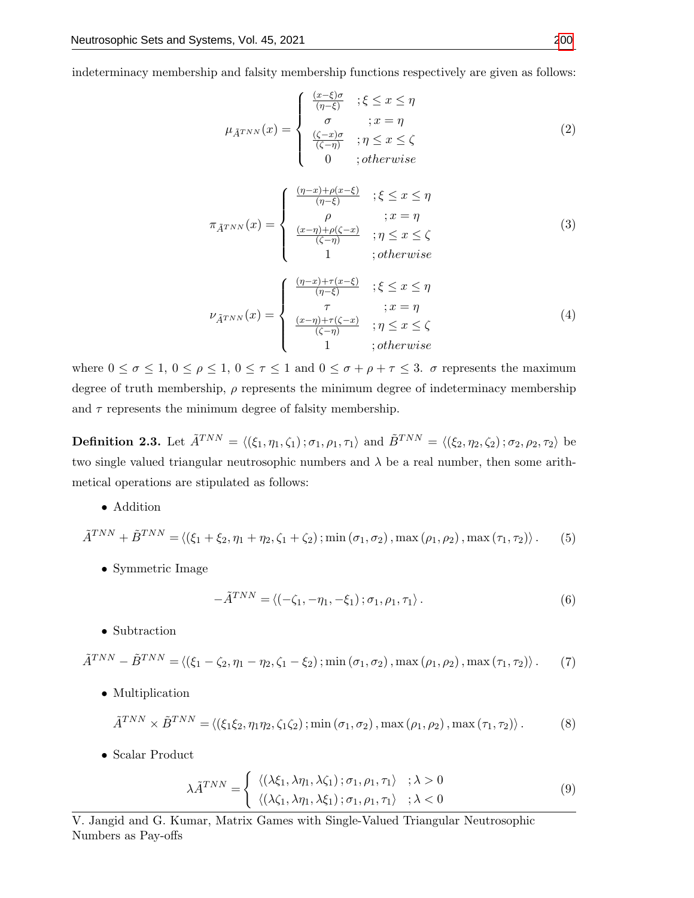indeterminacy membership and falsity membership functions respectively are given as follows:

$$\mu_{\tilde{A}^{TNN}}(x) = \begin{cases} \frac{(x-\xi)\sigma}{(\eta-\xi)} & ; \xi \leq x \leq \eta \\ \sigma & ; x = \eta \\ \frac{(\zeta-x)\sigma}{(\zeta-\eta)} & ; \eta \leq x \leq \zeta \\ 0 & ; otherwise \end{cases} \tag{2}$$

$$\pi_{\tilde{A}^{TNN}}(x) = \begin{cases} \frac{(\eta-x)+\rho(x-\xi)}{(\eta-\xi)} & ; \xi \leq x \leq \eta \\ \rho & ; x = \eta \\ \frac{(x-\eta)+\rho(\zeta-x)}{(\zeta-\eta)} & ; \eta \leq x \leq \zeta \\ 1 & ; otherwise \end{cases} \tag{3}$$

$$\nu_{\tilde{A}^{TNN}}(x) = \begin{cases} \frac{(\eta-x)+\tau(x-\xi)}{(\eta-\xi)} & ; \xi \leq x \leq \eta \\ \tau & ; x = \eta \\ \frac{(x-\eta)+\tau(\zeta-x)}{(\zeta-\eta)} & ; \eta \leq x \leq \zeta \\ 1 & ; otherwise \end{cases} \tag{4}$$

where $0 \leq \sigma \leq 1$, $0 \leq \rho \leq 1$, $0 \leq \tau \leq 1$ and $0 \leq \sigma + \rho + \tau \leq 3$. $\sigma$ represents the maximum degree of truth membership, $\rho$ represents the minimum degree of indeterminacy membership and $\tau$ represents the minimum degree of falsity membership.

**Definition 2.3.** Let $\tilde{A}^{TNN} = \langle (\xi_1, \eta_1, \zeta_1); \sigma_1, \rho_1, \tau_1 \rangle$ and $\tilde{B}^{TNN} = \langle (\xi_2, \eta_2, \zeta_2); \sigma_2, \rho_2, \tau_2 \rangle$ be two single valued triangular neutrosophic numbers and $\lambda$ be a real number, then some arithmetical operations are stipulated as follows:

- Addition

$$\tilde{A}^{TNN} + \tilde{B}^{TNN} = \langle (\xi_1 + \xi_2, \eta_1 + \eta_2, \zeta_1 + \zeta_2); \min(\sigma_1, \sigma_2), \max(\rho_1, \rho_2), \max(\tau_1, \tau_2) \rangle . \tag{5}$$

- Symmetric Image

$$-\tilde{A}^{TNN} = \langle (-\zeta_1, -\eta_1, -\xi_1); \sigma_1, \rho_1, \tau_1 \rangle . \tag{6}$$

- Subtraction

$$\tilde{A}^{TNN} - \tilde{B}^{TNN} = \langle (\xi_1 - \zeta_2, \eta_1 - \eta_2, \zeta_1 - \xi_2); \min(\sigma_1, \sigma_2), \max(\rho_1, \rho_2), \max(\tau_1, \tau_2) \rangle . \tag{7}$$

- Multiplication

$$\tilde{A}^{TNN} \times \tilde{B}^{TNN} = \langle (\xi_1 \xi_2, \eta_1 \eta_2, \zeta_1 \zeta_2); \min(\sigma_1, \sigma_2), \max(\rho_1, \rho_2), \max(\tau_1, \tau_2) \rangle . \tag{8}$$

- Scalar Product

$$\lambda \tilde{A}^{TNN} = \begin{cases} \langle (\lambda \xi_1, \lambda \eta_1, \lambda \zeta_1); \sigma_1, \rho_1, \tau_1 \rangle & ; \lambda > 0 \\ \langle (\lambda \zeta_1, \lambda \eta_1, \lambda \xi_1); \sigma_1, \rho_1, \tau_1 \rangle & ; \lambda < 0 \end{cases} \tag{9}$$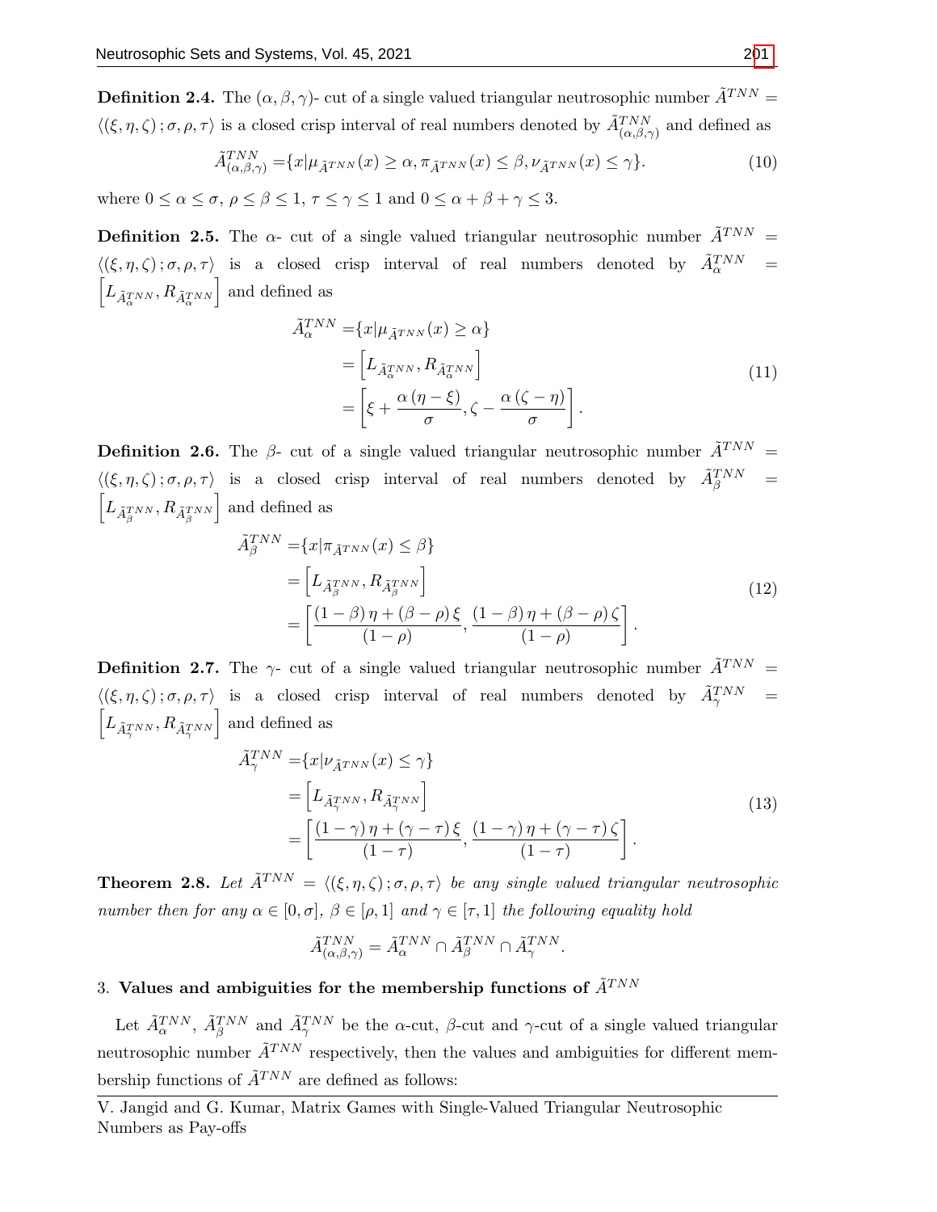**Definition 2.4.** The $(\alpha, \beta, \gamma)$- cut of a single valued triangular neutrosophic number $\tilde{A}^{TNN} = \langle(\xi, \eta, \zeta); \sigma, \rho, \tau\rangle$ is a closed crisp interval of real numbers denoted by $\tilde{A}^{TNN}_{(\alpha,\beta,\gamma)}$ and defined as

$$\tilde{A}^{TNN}_{(\alpha,\beta,\gamma)} = \{x | \mu_{\tilde{A}^{TNN}}(x) \geq \alpha, \pi_{\tilde{A}^{TNN}}(x) \leq \beta, \nu_{\tilde{A}^{TNN}}(x) \leq \gamma\}. \tag{10}$$

where $0 \leq \alpha \leq \sigma$, $\rho \leq \beta \leq 1$, $\tau \leq \gamma \leq 1$ and $0 \leq \alpha + \beta + \gamma \leq 3$.

**Definition 2.5.** The $\alpha$- cut of a single valued triangular neutrosophic number $\tilde{A}^{TNN} = \langle(\xi, \eta, \zeta); \sigma, \rho, \tau\rangle$ is a closed crisp interval of real numbers denoted by $\tilde{A}^{TNN}_{\alpha} = \left[L_{\tilde{A}^{TNN}_{\alpha}}, R_{\tilde{A}^{TNN}_{\alpha}}\right]$ and defined as

$$\begin{aligned} \tilde{A}^{TNN}_{\alpha} &= \{x | \mu_{\tilde{A}^{TNN}}(x) \geq \alpha\} \\ &= \left[L_{\tilde{A}^{TNN}_{\alpha}}, R_{\tilde{A}^{TNN}_{\alpha}}\right] \\ &= \left[\xi + \frac{\alpha(\eta - \xi)}{\sigma}, \zeta - \frac{\alpha(\zeta - \eta)}{\sigma}\right]. \end{aligned} \tag{11}$$

**Definition 2.6.** The $\beta$- cut of a single valued triangular neutrosophic number $\tilde{A}^{TNN} = \langle(\xi, \eta, \zeta); \sigma, \rho, \tau\rangle$ is a closed crisp interval of real numbers denoted by $\tilde{A}^{TNN}_{\beta} = \left[L_{\tilde{A}^{TNN}_{\beta}}, R_{\tilde{A}^{TNN}_{\beta}}\right]$ and defined as

$$\begin{aligned} \tilde{A}^{TNN}_{\beta} &= \{x | \pi_{\tilde{A}^{TNN}}(x) \leq \beta\} \\ &= \left[L_{\tilde{A}^{TNN}_{\beta}}, R_{\tilde{A}^{TNN}_{\beta}}\right] \\ &= \left[\frac{(1-\beta)\eta + (\beta - \rho)\xi}{(1-\rho)}, \frac{(1-\beta)\eta + (\beta - \rho)\zeta}{(1-\rho)}\right]. \end{aligned} \tag{12}$$

**Definition 2.7.** The $\gamma$- cut of a single valued triangular neutrosophic number $\tilde{A}^{TNN} = \langle(\xi, \eta, \zeta); \sigma, \rho, \tau\rangle$ is a closed crisp interval of real numbers denoted by $\tilde{A}^{TNN}_{\gamma} = \left[L_{\tilde{A}^{TNN}_{\gamma}}, R_{\tilde{A}^{TNN}_{\gamma}}\right]$ and defined as

$$\begin{aligned} \tilde{A}^{TNN}_{\gamma} &= \{x | \nu_{\tilde{A}^{TNN}}(x) \leq \gamma\} \\ &= \left[L_{\tilde{A}^{TNN}_{\gamma}}, R_{\tilde{A}^{TNN}_{\gamma}}\right] \\ &= \left[\frac{(1-\gamma)\eta + (\gamma - \tau)\xi}{(1-\tau)}, \frac{(1-\gamma)\eta + (\gamma - \tau)\zeta}{(1-\tau)}\right]. \end{aligned} \tag{13}$$

**Theorem 2.8.** *Let $\tilde{A}^{TNN} = \langle(\xi, \eta, \zeta); \sigma, \rho, \tau\rangle$ be any single valued triangular neutrosophic number then for any $\alpha \in [0, \sigma]$, $\beta \in [\rho, 1]$ and $\gamma \in [\tau, 1]$ the following equality hold*

$$\tilde{A}^{TNN}_{(\alpha,\beta,\gamma)} = \tilde{A}^{TNN}_{\alpha} \cap \tilde{A}^{TNN}_{\beta} \cap \tilde{A}^{TNN}_{\gamma}.$$

## 3. Values and ambiguities for the membership functions of $\tilde{A}^{TNN}$

Let $\tilde{A}^{TNN}_{\alpha}$, $\tilde{A}^{TNN}_{\beta}$ and $\tilde{A}^{TNN}_{\gamma}$ be the $\alpha$-cut, $\beta$-cut and $\gamma$-cut of a single valued triangular neutrosophic number $\tilde{A}^{TNN}$ respectively, then the values and ambiguities for different membership functions of $\tilde{A}^{TNN}$ are defined as follows:

V. Jangid and G. Kumar, Matrix Games with Single-Valued Triangular Neutrosophic Numbers as Pay-offs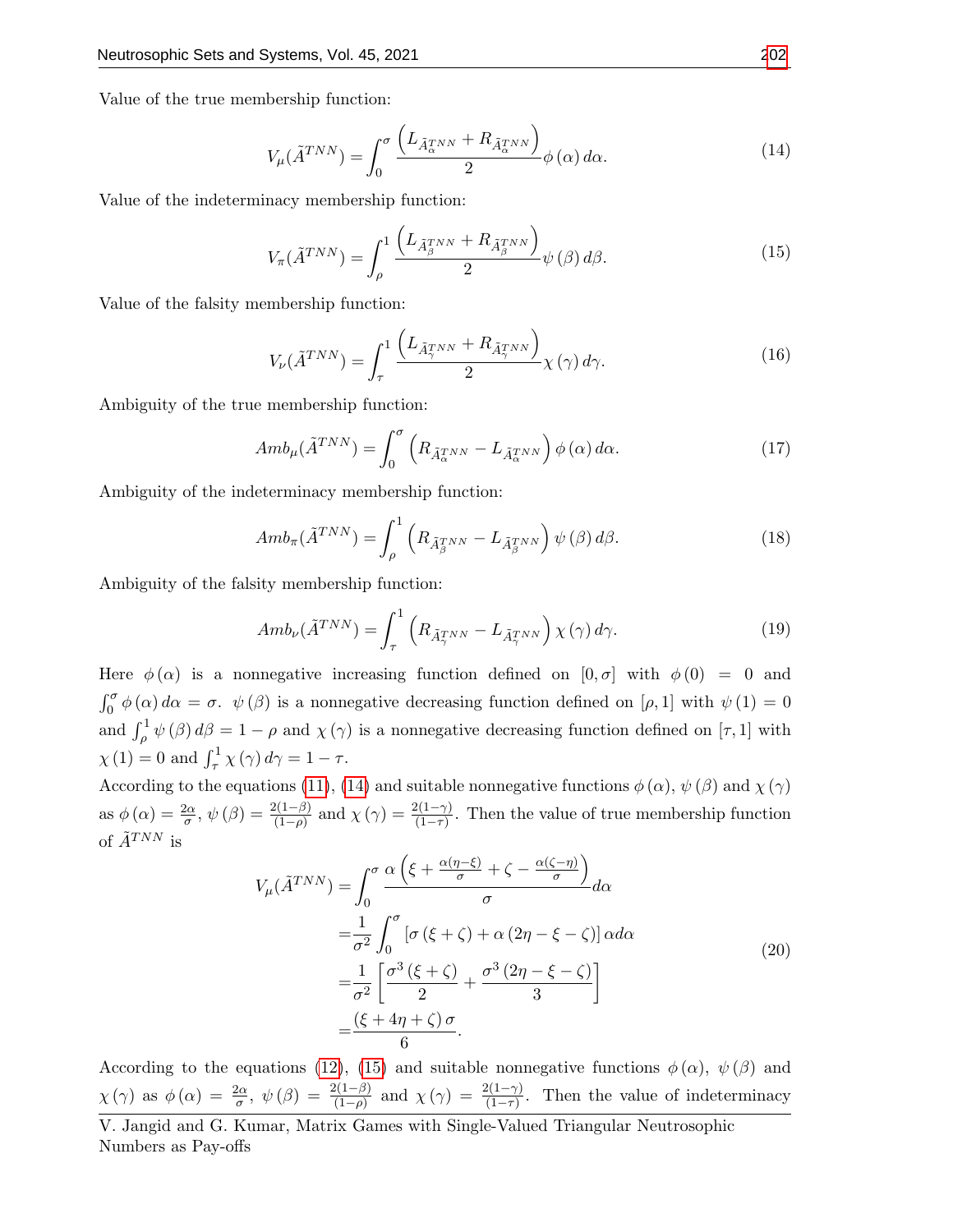Value of the true membership function:

$$V_{\mu}(\tilde{A}^{TNN}) = \int_{0}^{\sigma} \frac{\left(L_{\tilde{A}_{\alpha}^{TNN}} + R_{\tilde{A}_{\alpha}^{TNN}}\right)}{2} \phi\left(\alpha\right) d\alpha. \tag{14}$$

Value of the indeterminacy membership function:

$$V_{\pi}(\tilde{A}^{TNN}) = \int_{\rho}^{1} \frac{\left(L_{\tilde{A}_{\beta}^{TNN}} + R_{\tilde{A}_{\beta}^{TNN}}\right)}{2} \psi\left(\beta\right) d\beta. \tag{15}$$

Value of the falsity membership function:

$$V_{\nu}(\tilde{A}^{TNN}) = \int_{\tau}^{1} \frac{\left(L_{\tilde{A}_{\gamma}^{TNN}} + R_{\tilde{A}_{\gamma}^{TNN}}\right)}{2} \chi\left(\gamma\right) d\gamma. \tag{16}$$

Ambiguity of the true membership function:

$$Amb_{\mu}(\tilde{A}^{TNN}) = \int_{0}^{\sigma} \left(R_{\tilde{A}_{\alpha}^{TNN}} - L_{\tilde{A}_{\alpha}^{TNN}}\right) \phi\left(\alpha\right) d\alpha. \tag{17}$$

Ambiguity of the indeterminacy membership function:

$$Amb_{\pi}(\tilde{A}^{TNN}) = \int_{\rho}^{1} \left(R_{\tilde{A}_{\beta}^{TNN}} - L_{\tilde{A}_{\beta}^{TNN}}\right) \psi\left(\beta\right) d\beta. \tag{18}$$

Ambiguity of the falsity membership function:

$$Amb_{\nu}(\tilde{A}^{TNN}) = \int_{\tau}^{1} \left(R_{\tilde{A}_{\gamma}^{TNN}} - L_{\tilde{A}_{\gamma}^{TNN}}\right) \chi\left(\gamma\right) d\gamma. \tag{19}$$

Here $\phi\left(\alpha\right)$ is a nonnegative increasing function defined on $[0, \sigma]$ with $\phi\left(0\right) = 0$ and $\int_{0}^{\sigma} \phi\left(\alpha\right) d\alpha = \sigma$. $\psi\left(\beta\right)$ is a nonnegative decreasing function defined on $[\rho, 1]$ with $\psi\left(1\right) = 0$ and $\int_{\rho}^{1} \psi\left(\beta\right) d\beta = 1 - \rho$ and $\chi\left(\gamma\right)$ is a nonnegative decreasing function defined on $[\tau, 1]$ with $\chi\left(1\right) = 0$ and $\int_{\tau}^{1} \chi\left(\gamma\right) d\gamma = 1 - \tau$.

According to the equations (11), (14) and suitable nonnegative functions $\phi\left(\alpha\right)$, $\psi\left(\beta\right)$ and $\chi\left(\gamma\right)$ as $\phi\left(\alpha\right) = \frac{2\alpha}{\sigma}$, $\psi\left(\beta\right) = \frac{2(1-\beta)}{(1-\rho)}$ and $\chi\left(\gamma\right) = \frac{2(1-\gamma)}{(1-\tau)}$. Then the value of true membership function of $\tilde{A}^{TNN}$ is

$$\begin{aligned}
V_{\mu}(\tilde{A}^{TNN}) &= \int_{0}^{\sigma} \frac{\alpha\left(\xi + \frac{\alpha(\eta - \xi)}{\sigma} + \zeta - \frac{\alpha(\zeta - \eta)}{\sigma}\right)}{\sigma} d\alpha \\
&= \frac{1}{\sigma^{2}} \int_{0}^{\sigma} \left[\sigma\left(\xi + \zeta\right) + \alpha\left(2\eta - \xi - \zeta\right)\right] \alpha d\alpha \\
&= \frac{1}{\sigma^{2}} \left[\frac{\sigma^{3}\left(\xi + \zeta\right)}{2} + \frac{\sigma^{3}\left(2\eta - \xi - \zeta\right)}{3}\right] \\
&= \frac{\left(\xi + 4\eta + \zeta\right)\sigma}{6}.
\end{aligned} \tag{20}$$

According to the equations (12), (15) and suitable nonnegative functions $\phi\left(\alpha\right)$, $\psi\left(\beta\right)$ and $\chi\left(\gamma\right)$ as $\phi\left(\alpha\right) = \frac{2\alpha}{\sigma}$, $\psi\left(\beta\right) = \frac{2(1-\beta)}{(1-\rho)}$ and $\chi\left(\gamma\right) = \frac{2(1-\gamma)}{(1-\tau)}$. Then the value of indeterminacy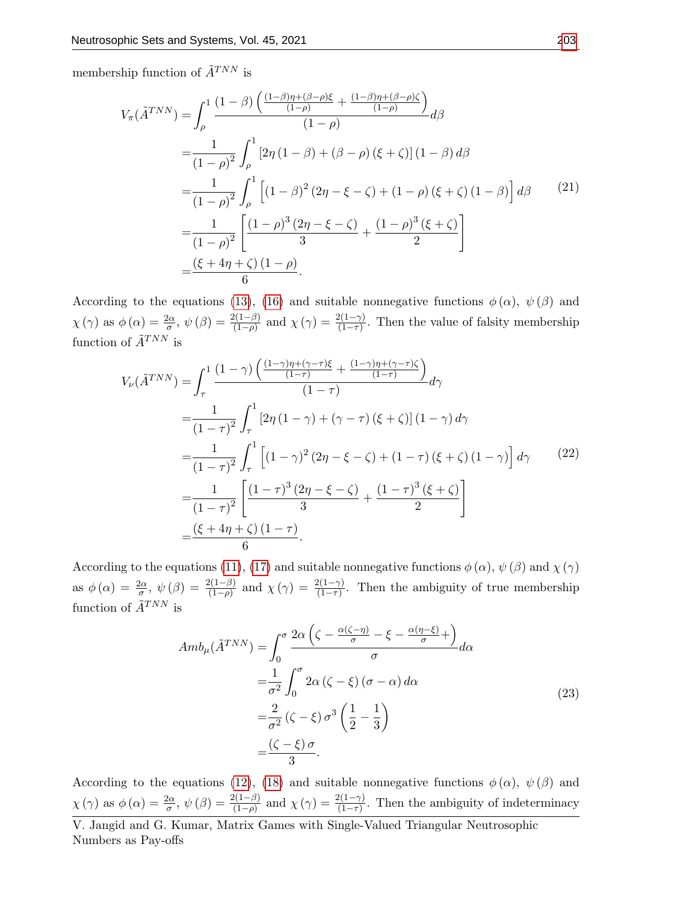membership function of $\tilde{A}^{TNN}$ is

$$
\begin{aligned}
V_{\pi}(\tilde{A}^{TNN}) &= \int_{\rho}^{1} \frac{(1-\beta)\left(\frac{(1-\beta)\eta+(\beta-\rho)\xi}{(1-\rho)} + \frac{(1-\beta)\eta+(\beta-\rho)\zeta}{(1-\rho)}\right)}{(1-\rho)} d\beta \\
&= \frac{1}{(1-\rho)^2} \int_{\rho}^{1} \left[2\eta(1-\beta) + (\beta-\rho)(\xi+\zeta)\right](1-\beta)\, d\beta \\
&= \frac{1}{(1-\rho)^2} \int_{\rho}^{1} \left[(1-\beta)^2(2\eta-\xi-\zeta) + (1-\rho)(\xi+\zeta)(1-\beta)\right] d\beta \\
&= \frac{1}{(1-\rho)^2} \left[\frac{(1-\rho)^3(2\eta-\xi-\zeta)}{3} + \frac{(1-\rho)^3(\xi+\zeta)}{2}\right] \\
&= \frac{(\xi+4\eta+\zeta)(1-\rho)}{6}.
\end{aligned}
\tag{21}
$$

According to the equations (13), (16) and suitable nonnegative functions $\phi(\alpha)$, $\psi(\beta)$ and $\chi(\gamma)$ as $\phi(\alpha) = \frac{2\alpha}{\sigma}$, $\psi(\beta) = \frac{2(1-\beta)}{(1-\rho)}$ and $\chi(\gamma) = \frac{2(1-\gamma)}{(1-\tau)}$. Then the value of falsity membership function of $\tilde{A}^{TNN}$ is

$$
\begin{aligned}
V_{\nu}(\tilde{A}^{TNN}) &= \int_{\tau}^{1} \frac{(1-\gamma)\left(\frac{(1-\gamma)\eta+(\gamma-\tau)\xi}{(1-\tau)} + \frac{(1-\gamma)\eta+(\gamma-\tau)\zeta}{(1-\tau)}\right)}{(1-\tau)} d\gamma \\
&= \frac{1}{(1-\tau)^2} \int_{\tau}^{1} \left[2\eta(1-\gamma) + (\gamma-\tau)(\xi+\zeta)\right](1-\gamma)\, d\gamma \\
&= \frac{1}{(1-\tau)^2} \int_{\tau}^{1} \left[(1-\gamma)^2(2\eta-\xi-\zeta) + (1-\tau)(\xi+\zeta)(1-\gamma)\right] d\gamma \\
&= \frac{1}{(1-\tau)^2} \left[\frac{(1-\tau)^3(2\eta-\xi-\zeta)}{3} + \frac{(1-\tau)^3(\xi+\zeta)}{2}\right] \\
&= \frac{(\xi+4\eta+\zeta)(1-\tau)}{6}.
\end{aligned}
\tag{22}
$$

According to the equations (11), (17) and suitable nonnegative functions $\phi(\alpha)$, $\psi(\beta)$ and $\chi(\gamma)$ as $\phi(\alpha) = \frac{2\alpha}{\sigma}$, $\psi(\beta) = \frac{2(1-\beta)}{(1-\rho)}$ and $\chi(\gamma) = \frac{2(1-\gamma)}{(1-\tau)}$. Then the ambiguity of true membership function of $\tilde{A}^{TNN}$ is

$$
\begin{aligned}
Amb_{\mu}(\tilde{A}^{TNN}) &= \int_{0}^{\sigma} \frac{2\alpha\left(\zeta - \frac{\alpha(\zeta-\eta)}{\sigma} - \xi - \frac{\alpha(\eta-\xi)}{\sigma} +\right)}{\sigma} d\alpha \\
&= \frac{1}{\sigma^2} \int_{0}^{\sigma} 2\alpha(\zeta-\xi)(\sigma-\alpha)\, d\alpha \\
&= \frac{2}{\sigma^2}(\zeta-\xi)\sigma^3\left(\frac{1}{2}-\frac{1}{3}\right) \\
&= \frac{(\zeta-\xi)\sigma}{3}.
\end{aligned}
\tag{23}
$$

According to the equations (12), (18) and suitable nonnegative functions $\phi(\alpha)$, $\psi(\beta)$ and $\chi(\gamma)$ as $\phi(\alpha) = \frac{2\alpha}{\sigma}$, $\psi(\beta) = \frac{2(1-\beta)}{(1-\rho)}$ and $\chi(\gamma) = \frac{2(1-\gamma)}{(1-\tau)}$. Then the ambiguity of indeterminacy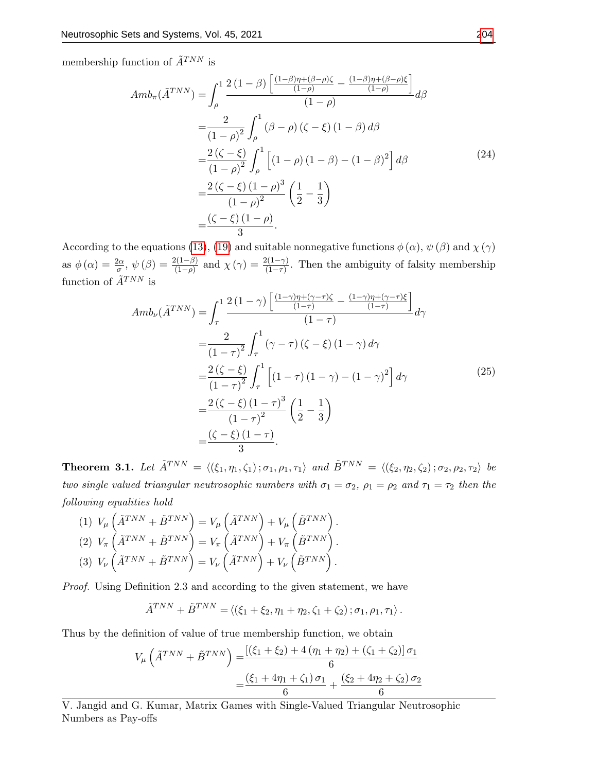membership function of $\tilde{A}^{TNN}$ is

$$
\begin{aligned}
Amb_{\pi}(\tilde{A}^{TNN}) &= \int_{\rho}^{1} \frac{2\left(1-\beta\right)\left[\frac{(1-\beta)\eta+(\beta-\rho)\zeta}{(1-\rho)} - \frac{(1-\beta)\eta+(\beta-\rho)\xi}{(1-\rho)}\right]}{(1-\rho)} d\beta \\
&= \frac{2}{\left(1-\rho\right)^{2}} \int_{\rho}^{1} \left(\beta-\rho\right)\left(\zeta-\xi\right)\left(1-\beta\right) d\beta \\
&= \frac{2\left(\zeta-\xi\right)}{\left(1-\rho\right)^{2}} \int_{\rho}^{1} \left[\left(1-\rho\right)\left(1-\beta\right) - \left(1-\beta\right)^{2}\right] d\beta \\
&= \frac{2\left(\zeta-\xi\right)\left(1-\rho\right)^{3}}{\left(1-\rho\right)^{2}} \left(\frac{1}{2}-\frac{1}{3}\right) \\
&= \frac{\left(\zeta-\xi\right)\left(1-\rho\right)}{3}.
\end{aligned} \tag{24}
$$

According to the equations (13), (19) and suitable nonnegative functions $\phi\left(\alpha\right)$, $\psi\left(\beta\right)$ and $\chi\left(\gamma\right)$ as $\phi\left(\alpha\right) = \frac{2\alpha}{\sigma}$, $\psi\left(\beta\right) = \frac{2(1-\beta)}{(1-\rho)}$ and $\chi\left(\gamma\right) = \frac{2(1-\gamma)}{(1-\tau)}$. Then the ambiguity of falsity membership function of $\tilde{A}^{TNN}$ is

$$
\begin{aligned}
Amb_{\nu}(\tilde{A}^{TNN}) &= \int_{\tau}^{1} \frac{2\left(1-\gamma\right)\left[\frac{(1-\gamma)\eta+(\gamma-\tau)\zeta}{(1-\tau)} - \frac{(1-\gamma)\eta+(\gamma-\tau)\xi}{(1-\tau)}\right]}{(1-\tau)} d\gamma \\
&= \frac{2}{\left(1-\tau\right)^{2}} \int_{\tau}^{1} \left(\gamma-\tau\right)\left(\zeta-\xi\right)\left(1-\gamma\right) d\gamma \\
&= \frac{2\left(\zeta-\xi\right)}{\left(1-\tau\right)^{2}} \int_{\tau}^{1} \left[\left(1-\tau\right)\left(1-\gamma\right) - \left(1-\gamma\right)^{2}\right] d\gamma \\
&= \frac{2\left(\zeta-\xi\right)\left(1-\tau\right)^{3}}{\left(1-\tau\right)^{2}} \left(\frac{1}{2}-\frac{1}{3}\right) \\
&= \frac{\left(\zeta-\xi\right)\left(1-\tau\right)}{3}.
\end{aligned} \tag{25}
$$

**Theorem 3.1.** *Let $\tilde{A}^{TNN} = \langle(\xi_1, \eta_1, \zeta_1); \sigma_1, \rho_1, \tau_1\rangle$ and $\tilde{B}^{TNN} = \langle(\xi_2, \eta_2, \zeta_2); \sigma_2, \rho_2, \tau_2\rangle$ be two single valued triangular neutrosophic numbers with $\sigma_1 = \sigma_2$, $\rho_1 = \rho_2$ and $\tau_1 = \tau_2$ then the following equalities hold*

(1) $V_{\mu}\left(\tilde{A}^{TNN} + \tilde{B}^{TNN}\right) = V_{\mu}\left(\tilde{A}^{TNN}\right) + V_{\mu}\left(\tilde{B}^{TNN}\right)$.

(2) $V_{\pi}\left(\tilde{A}^{TNN} + \tilde{B}^{TNN}\right) = V_{\pi}\left(\tilde{A}^{TNN}\right) + V_{\pi}\left(\tilde{B}^{TNN}\right)$.

(3) $V_{\nu}\left(\tilde{A}^{TNN} + \tilde{B}^{TNN}\right) = V_{\nu}\left(\tilde{A}^{TNN}\right) + V_{\nu}\left(\tilde{B}^{TNN}\right)$.

*Proof.* Using Definition 2.3 and according to the given statement, we have

$$
\tilde{A}^{TNN} + \tilde{B}^{TNN} = \langle(\xi_1+\xi_2, \eta_1+\eta_2, \zeta_1+\zeta_2); \sigma_1, \rho_1, \tau_1\rangle.
$$

Thus by the definition of value of true membership function, we obtain

$$
\begin{aligned}
V_{\mu}\left(\tilde{A}^{TNN} + \tilde{B}^{TNN}\right) &= \frac{\left[(\xi_1+\xi_2) + 4\left(\eta_1+\eta_2\right) + (\zeta_1+\zeta_2)\right]\sigma_1}{6} \\
&= \frac{\left(\xi_1 + 4\eta_1 + \zeta_1\right)\sigma_1}{6} + \frac{\left(\xi_2 + 4\eta_2 + \zeta_2\right)\sigma_2}{6}
\end{aligned}
$$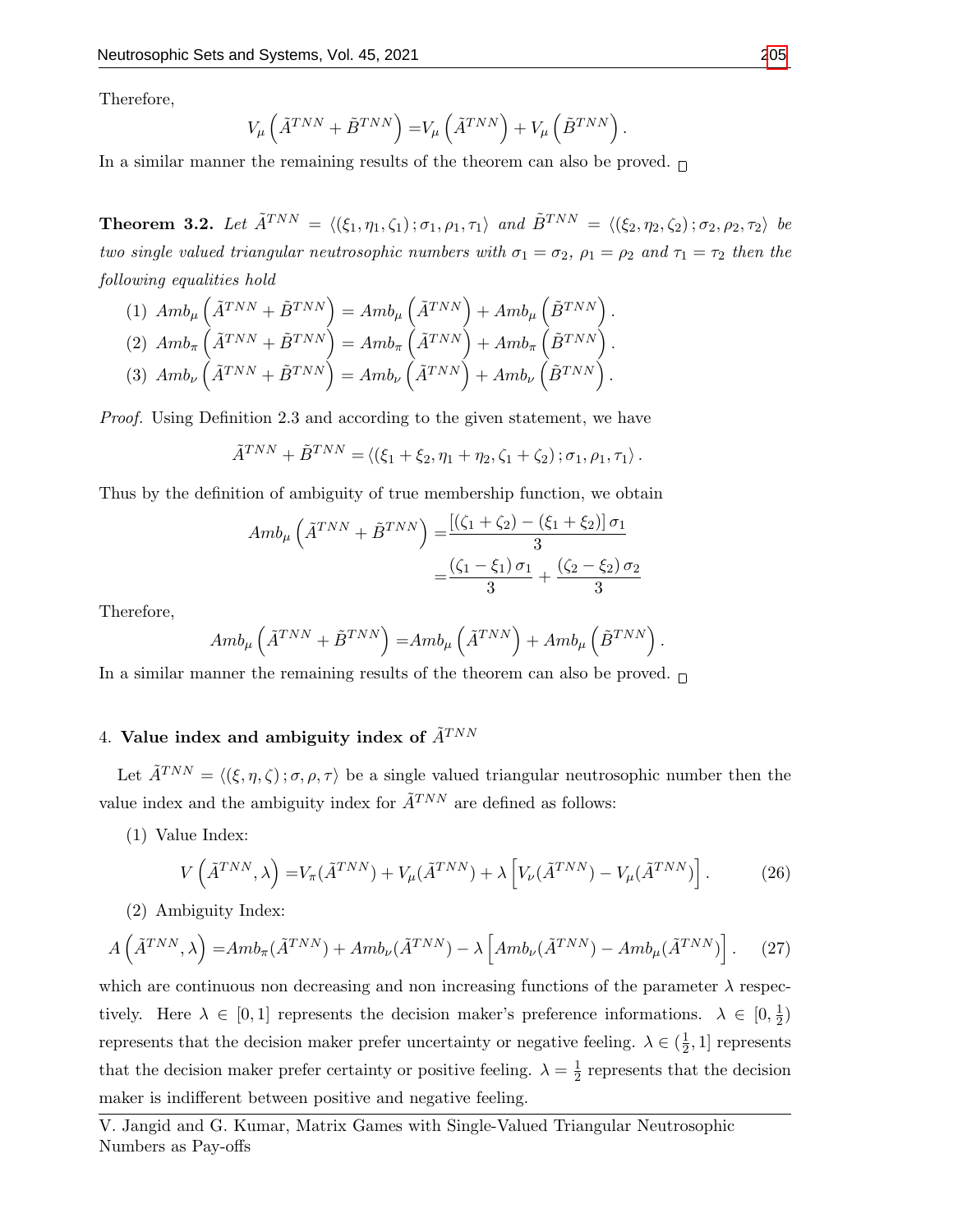Therefore,

$$V_{\mu}\left(\tilde{A}^{TNN}+\tilde{B}^{TNN}\right)=V_{\mu}\left(\tilde{A}^{TNN}\right)+V_{\mu}\left(\tilde{B}^{TNN}\right).$$

In a similar manner the remaining results of the theorem can also be proved. □

**Theorem 3.2.** *Let $\tilde{A}^{TNN}=\langle(\xi_1,\eta_1,\zeta_1);\sigma_1,\rho_1,\tau_1\rangle$ and $\tilde{B}^{TNN}=\langle(\xi_2,\eta_2,\zeta_2);\sigma_2,\rho_2,\tau_2\rangle$ be two single valued triangular neutrosophic numbers with $\sigma_1=\sigma_2$, $\rho_1=\rho_2$ and $\tau_1=\tau_2$ then the following equalities hold*

(1) $Amb_{\mu}\left(\tilde{A}^{TNN}+\tilde{B}^{TNN}\right)=Amb_{\mu}\left(\tilde{A}^{TNN}\right)+Amb_{\mu}\left(\tilde{B}^{TNN}\right).$

(2) $Amb_{\pi}\left(\tilde{A}^{TNN}+\tilde{B}^{TNN}\right)=Amb_{\pi}\left(\tilde{A}^{TNN}\right)+Amb_{\pi}\left(\tilde{B}^{TNN}\right).$

(3) $Amb_{\nu}\left(\tilde{A}^{TNN}+\tilde{B}^{TNN}\right)=Amb_{\nu}\left(\tilde{A}^{TNN}\right)+Amb_{\nu}\left(\tilde{B}^{TNN}\right).$

*Proof.* Using Definition 2.3 and according to the given statement, we have

$$\tilde{A}^{TNN}+\tilde{B}^{TNN}=\langle(\xi_1+\xi_2,\eta_1+\eta_2,\zeta_1+\zeta_2);\sigma_1,\rho_1,\tau_1\rangle.$$

Thus by the definition of ambiguity of true membership function, we obtain

$$\begin{aligned}Amb_{\mu}\left(\tilde{A}^{TNN}+\tilde{B}^{TNN}\right)=&\frac{[(\zeta_1+\zeta_2)-(\xi_1+\xi_2)]\,\sigma_1}{3}\\=&\frac{(\zeta_1-\xi_1)\,\sigma_1}{3}+\frac{(\zeta_2-\xi_2)\,\sigma_2}{3}\end{aligned}$$

Therefore,

$$Amb_{\mu}\left(\tilde{A}^{TNN}+\tilde{B}^{TNN}\right)=Amb_{\mu}\left(\tilde{A}^{TNN}\right)+Amb_{\mu}\left(\tilde{B}^{TNN}\right).$$

In a similar manner the remaining results of the theorem can also be proved. □

## 4. Value index and ambiguity index of $\tilde{A}^{TNN}$

Let $\tilde{A}^{TNN}=\langle(\xi,\eta,\zeta);\sigma,\rho,\tau\rangle$ be a single valued triangular neutrosophic number then the value index and the ambiguity index for $\tilde{A}^{TNN}$ are defined as follows:

(1) Value Index:

$$V\left(\tilde{A}^{TNN},\lambda\right)=V_{\pi}(\tilde{A}^{TNN})+V_{\mu}(\tilde{A}^{TNN})+\lambda\left[V_{\nu}(\tilde{A}^{TNN})-V_{\mu}(\tilde{A}^{TNN})\right]. \tag{26}$$

(2) Ambiguity Index:

$$A\left(\tilde{A}^{TNN},\lambda\right)=Amb_{\pi}(\tilde{A}^{TNN})+Amb_{\nu}(\tilde{A}^{TNN})-\lambda\left[Amb_{\nu}(\tilde{A}^{TNN})-Amb_{\mu}(\tilde{A}^{TNN})\right]. \tag{27}$$

which are continuous non decreasing and non increasing functions of the parameter $\lambda$ respectively. Here $\lambda\in[0,1]$ represents the decision maker's preference informations. $\lambda\in[0,\frac{1}{2})$ represents that the decision maker prefer uncertainty or negative feeling. $\lambda\in(\frac{1}{2},1]$ represents that the decision maker prefer certainty or positive feeling. $\lambda=\frac{1}{2}$ represents that the decision maker is indifferent between positive and negative feeling.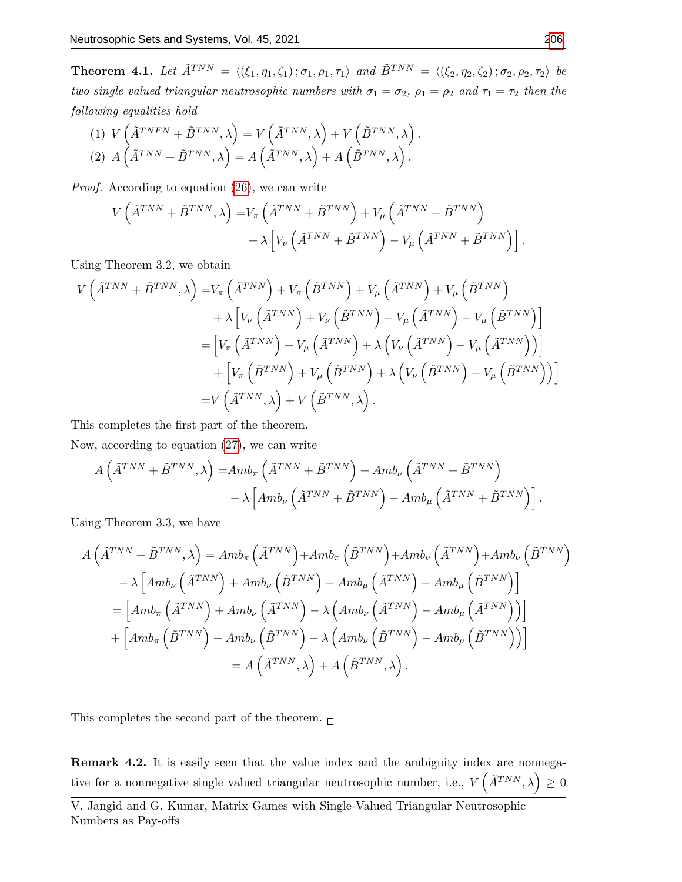**Theorem 4.1.** *Let $\tilde{A}^{TNN} = \langle (\xi_1, \eta_1, \zeta_1); \sigma_1, \rho_1, \tau_1 \rangle$ and $\tilde{B}^{TNN} = \langle (\xi_2, \eta_2, \zeta_2); \sigma_2, \rho_2, \tau_2 \rangle$ be two single valued triangular neutrosophic numbers with $\sigma_1 = \sigma_2$, $\rho_1 = \rho_2$ and $\tau_1 = \tau_2$ then the following equalities hold*

(1) $V\left(\tilde{A}^{TNFN} + \tilde{B}^{TNN}, \lambda\right) = V\left(\tilde{A}^{TNN}, \lambda\right) + V\left(\tilde{B}^{TNN}, \lambda\right)$.

(2) $A\left(\tilde{A}^{TNN} + \tilde{B}^{TNN}, \lambda\right) = A\left(\tilde{A}^{TNN}, \lambda\right) + A\left(\tilde{B}^{TNN}, \lambda\right)$.

*Proof.* According to equation (26), we can write

$$
\begin{aligned}
V\left(\tilde{A}^{TNN} + \tilde{B}^{TNN}, \lambda\right) =& V_\pi\left(\tilde{A}^{TNN} + \tilde{B}^{TNN}\right) + V_\mu\left(\tilde{A}^{TNN} + \tilde{B}^{TNN}\right) \\
&+ \lambda\left[V_\nu\left(\tilde{A}^{TNN} + \tilde{B}^{TNN}\right) - V_\mu\left(\tilde{A}^{TNN} + \tilde{B}^{TNN}\right)\right].
\end{aligned}
$$

Using Theorem 3.2, we obtain

$$
\begin{aligned}
V\left(\tilde{A}^{TNN} + \tilde{B}^{TNN}, \lambda\right) =& V_\pi\left(\tilde{A}^{TNN}\right) + V_\pi\left(\tilde{B}^{TNN}\right) + V_\mu\left(\tilde{A}^{TNN}\right) + V_\mu\left(\tilde{B}^{TNN}\right) \\
&+ \lambda\left[V_\nu\left(\tilde{A}^{TNN}\right) + V_\nu\left(\tilde{B}^{TNN}\right) - V_\mu\left(\tilde{A}^{TNN}\right) - V_\mu\left(\tilde{B}^{TNN}\right)\right] \\
=& \left[V_\pi\left(\tilde{A}^{TNN}\right) + V_\mu\left(\tilde{A}^{TNN}\right) + \lambda\left(V_\nu\left(\tilde{A}^{TNN}\right) - V_\mu\left(\tilde{A}^{TNN}\right)\right)\right] \\
&+ \left[V_\pi\left(\tilde{B}^{TNN}\right) + V_\mu\left(\tilde{B}^{TNN}\right) + \lambda\left(V_\nu\left(\tilde{B}^{TNN}\right) - V_\mu\left(\tilde{B}^{TNN}\right)\right)\right] \\
=& V\left(\tilde{A}^{TNN}, \lambda\right) + V\left(\tilde{B}^{TNN}, \lambda\right).
\end{aligned}
$$

This completes the first part of the theorem.

Now, according to equation (27), we can write

$$
\begin{aligned}
A\left(\tilde{A}^{TNN} + \tilde{B}^{TNN}, \lambda\right) =& Amb_\pi\left(\tilde{A}^{TNN} + \tilde{B}^{TNN}\right) + Amb_\nu\left(\tilde{A}^{TNN} + \tilde{B}^{TNN}\right) \\
&- \lambda\left[Amb_\nu\left(\tilde{A}^{TNN} + \tilde{B}^{TNN}\right) - Amb_\mu\left(\tilde{A}^{TNN} + \tilde{B}^{TNN}\right)\right].
\end{aligned}
$$

Using Theorem 3.3, we have

$$
\begin{aligned}
A\left(\tilde{A}^{TNN} + \tilde{B}^{TNN}, \lambda\right) =& Amb_\pi\left(\tilde{A}^{TNN}\right) + Amb_\pi\left(\tilde{B}^{TNN}\right) + Amb_\nu\left(\tilde{A}^{TNN}\right) + Amb_\nu\left(\tilde{B}^{TNN}\right) \\
&- \lambda\left[Amb_\nu\left(\tilde{A}^{TNN}\right) + Amb_\nu\left(\tilde{B}^{TNN}\right) - Amb_\mu\left(\tilde{A}^{TNN}\right) - Amb_\mu\left(\tilde{B}^{TNN}\right)\right] \\
=& \left[Amb_\pi\left(\tilde{A}^{TNN}\right) + Amb_\nu\left(\tilde{A}^{TNN}\right) - \lambda\left(Amb_\nu\left(\tilde{A}^{TNN}\right) - Amb_\mu\left(\tilde{A}^{TNN}\right)\right)\right] \\
&+ \left[Amb_\pi\left(\tilde{B}^{TNN}\right) + Amb_\nu\left(\tilde{B}^{TNN}\right) - \lambda\left(Amb_\nu\left(\tilde{B}^{TNN}\right) - Amb_\mu\left(\tilde{B}^{TNN}\right)\right)\right] \\
=& A\left(\tilde{A}^{TNN}, \lambda\right) + A\left(\tilde{B}^{TNN}, \lambda\right).
\end{aligned}
$$

This completes the second part of the theorem. □

**Remark 4.2.** It is easily seen that the value index and the ambiguity index are nonnegative for a nonnegative single valued triangular neutrosophic number, i.e., $V\left(\tilde{A}^{TNN}, \lambda\right) \geq 0$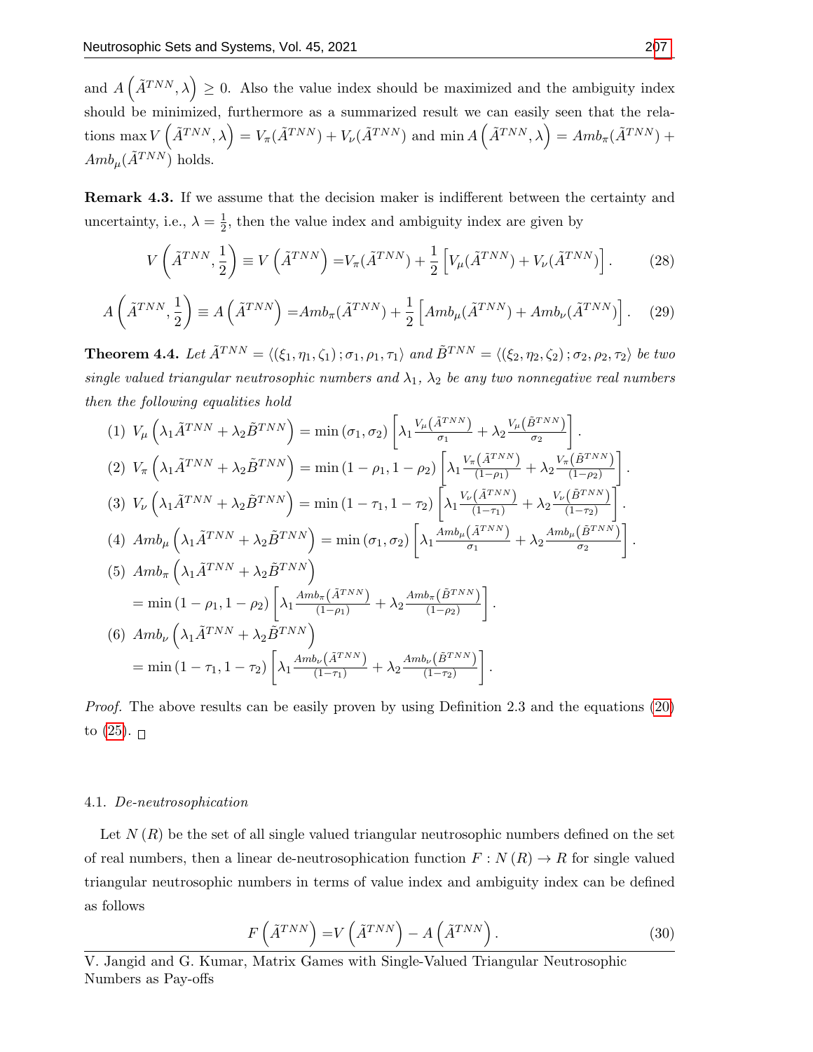and $A\left(\tilde{A}^{TNN}, \lambda\right) \geq 0$. Also the value index should be maximized and the ambiguity index should be minimized, furthermore as a summarized result we can easily seen that the relations $\max V\left(\tilde{A}^{TNN}, \lambda\right) = V_\pi(\tilde{A}^{TNN}) + V_\nu(\tilde{A}^{TNN})$ and $\min A\left(\tilde{A}^{TNN}, \lambda\right) = Amb_\pi(\tilde{A}^{TNN}) + Amb_\mu(\tilde{A}^{TNN})$ holds.

**Remark 4.3.** If we assume that the decision maker is indifferent between the certainty and uncertainty, i.e., $\lambda = \frac{1}{2}$, then the value index and ambiguity index are given by

$$V\left(\tilde{A}^{TNN}, \frac{1}{2}\right) \equiv V\left(\tilde{A}^{TNN}\right) = V_\pi(\tilde{A}^{TNN}) + \frac{1}{2}\left[V_\mu(\tilde{A}^{TNN}) + V_\nu(\tilde{A}^{TNN})\right]. \tag{28}$$

$$A\left(\tilde{A}^{TNN}, \frac{1}{2}\right) \equiv A\left(\tilde{A}^{TNN}\right) = Amb_\pi(\tilde{A}^{TNN}) + \frac{1}{2}\left[Amb_\mu(\tilde{A}^{TNN}) + Amb_\nu(\tilde{A}^{TNN})\right]. \tag{29}$$

**Theorem 4.4.** *Let $\tilde{A}^{TNN} = \langle(\xi_1, \eta_1, \zeta_1); \sigma_1, \rho_1, \tau_1\rangle$ and $\tilde{B}^{TNN} = \langle(\xi_2, \eta_2, \zeta_2); \sigma_2, \rho_2, \tau_2\rangle$ be two single valued triangular neutrosophic numbers and $\lambda_1$, $\lambda_2$ be any two nonnegative real numbers then the following equalities hold*

(1) $V_\mu\left(\lambda_1\tilde{A}^{TNN} + \lambda_2\tilde{B}^{TNN}\right) = \min(\sigma_1, \sigma_2)\left[\lambda_1\frac{V_\mu(\tilde{A}^{TNN})}{\sigma_1} + \lambda_2\frac{V_\mu(\tilde{B}^{TNN})}{\sigma_2}\right]$.

(2) $V_\pi\left(\lambda_1\tilde{A}^{TNN} + \lambda_2\tilde{B}^{TNN}\right) = \min(1-\rho_1, 1-\rho_2)\left[\lambda_1\frac{V_\pi(\tilde{A}^{TNN})}{(1-\rho_1)} + \lambda_2\frac{V_\pi(\tilde{B}^{TNN})}{(1-\rho_2)}\right]$.

(3) $V_\nu\left(\lambda_1\tilde{A}^{TNN} + \lambda_2\tilde{B}^{TNN}\right) = \min(1-\tau_1, 1-\tau_2)\left[\lambda_1\frac{V_\nu(\tilde{A}^{TNN})}{(1-\tau_1)} + \lambda_2\frac{V_\nu(\tilde{B}^{TNN})}{(1-\tau_2)}\right]$.

(4) $Amb_\mu\left(\lambda_1\tilde{A}^{TNN} + \lambda_2\tilde{B}^{TNN}\right) = \min(\sigma_1, \sigma_2)\left[\lambda_1\frac{Amb_\mu(\tilde{A}^{TNN})}{\sigma_1} + \lambda_2\frac{Amb_\mu(\tilde{B}^{TNN})}{\sigma_2}\right]$.

(5) $Amb_\pi\left(\lambda_1\tilde{A}^{TNN} + \lambda_2\tilde{B}^{TNN}\right)$
$= \min(1-\rho_1, 1-\rho_2)\left[\lambda_1\frac{Amb_\pi(\tilde{A}^{TNN})}{(1-\rho_1)} + \lambda_2\frac{Amb_\pi(\tilde{B}^{TNN})}{(1-\rho_2)}\right]$.

(6) $Amb_\nu\left(\lambda_1\tilde{A}^{TNN} + \lambda_2\tilde{B}^{TNN}\right)$
$= \min(1-\tau_1, 1-\tau_2)\left[\lambda_1\frac{Amb_\nu(\tilde{A}^{TNN})}{(1-\tau_1)} + \lambda_2\frac{Amb_\nu(\tilde{B}^{TNN})}{(1-\tau_2)}\right]$.

*Proof.* The above results can be easily proven by using Definition 2.3 and the equations (20) to (25). □

### 4.1. *De-neutrosophication*

Let $N(R)$ be the set of all single valued triangular neutrosophic numbers defined on the set of real numbers, then a linear de-neutrosophication function $F : N(R) \rightarrow R$ for single valued triangular neutrosophic numbers in terms of value index and ambiguity index can be defined as follows

$$F\left(\tilde{A}^{TNN}\right) = V\left(\tilde{A}^{TNN}\right) - A\left(\tilde{A}^{TNN}\right). \tag{30}$$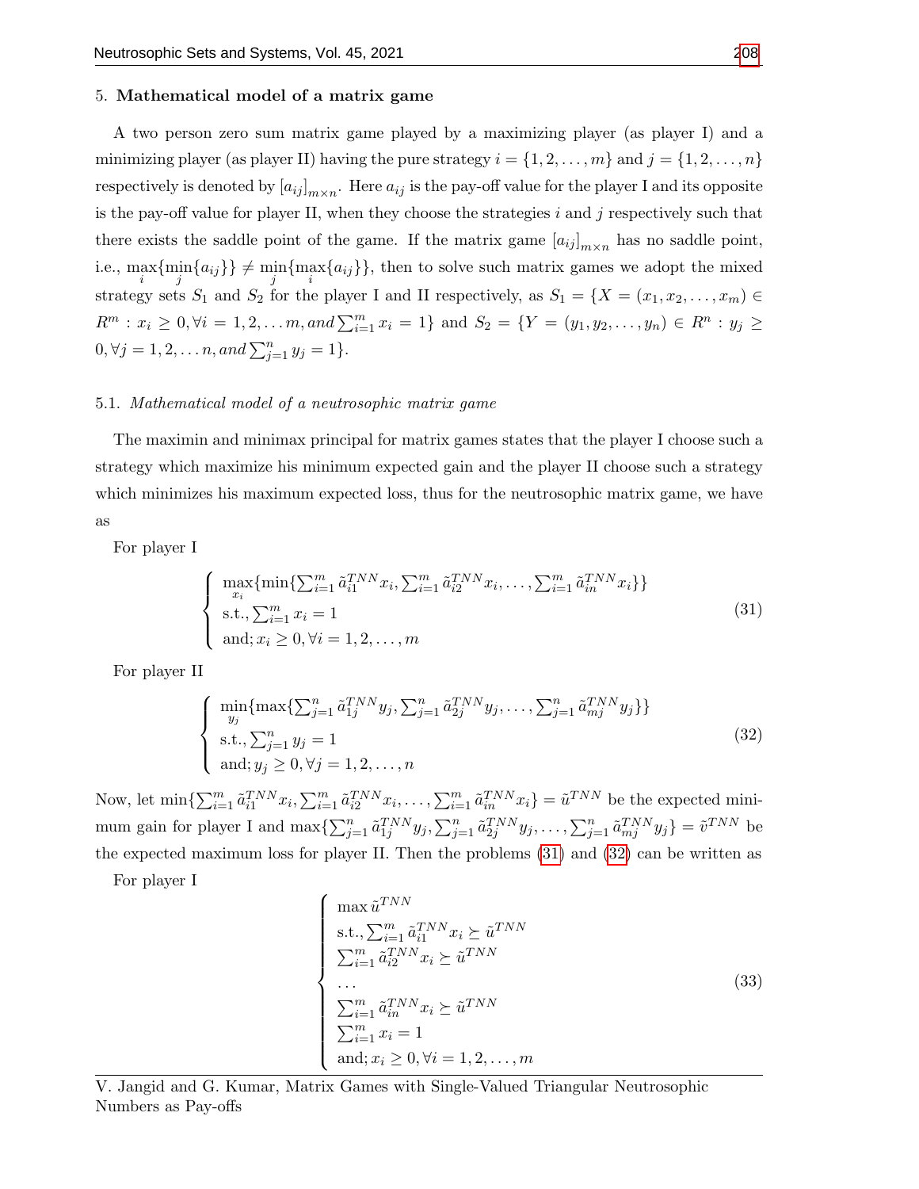## 5. Mathematical model of a matrix game

A two person zero sum matrix game played by a maximizing player (as player I) and a minimizing player (as player II) having the pure strategy $i = \{1, 2, \ldots, m\}$ and $j = \{1, 2, \ldots, n\}$ respectively is denoted by $[a_{ij}]_{m\times n}$. Here $a_{ij}$ is the pay-off value for the player I and its opposite is the pay-off value for player II, when they choose the strategies $i$ and $j$ respectively such that there exists the saddle point of the game. If the matrix game $[a_{ij}]_{m\times n}$ has no saddle point, i.e., $\max_i\{\min_j\{a_{ij}\}\} \neq \min_j\{\max_i\{a_{ij}\}\}$, then to solve such matrix games we adopt the mixed strategy sets $S_1$ and $S_2$ for the player I and II respectively, as $S_1 = \{X = (x_1, x_2, \ldots, x_m) \in R^m : x_i \geq 0, \forall i = 1, 2, \ldots m, and \sum_{i=1}^{m} x_i = 1\}$ and $S_2 = \{Y = (y_1, y_2, \ldots, y_n) \in R^n : y_j \geq 0, \forall j = 1, 2, \ldots n, and \sum_{j=1}^{n} y_j = 1\}$.

### 5.1. *Mathematical model of a neutrosophic matrix game*

The maximin and minimax principal for matrix games states that the player I choose such a strategy which maximize his minimum expected gain and the player II choose such a strategy which minimizes his maximum expected loss, thus for the neutrosophic matrix game, we have as

For player I

$$
\begin{cases}
\max\limits_{x_i}\{\min\{\sum_{i=1}^{m} \tilde{a}_{i1}^{TNN} x_i, \sum_{i=1}^{m} \tilde{a}_{i2}^{TNN} x_i, \ldots, \sum_{i=1}^{m} \tilde{a}_{in}^{TNN} x_i\}\} \\
\text{s.t.}, \sum_{i=1}^{m} x_i = 1 \\
\text{and}; x_i \geq 0, \forall i = 1, 2, \ldots, m
\end{cases}
\tag{31}
$$

For player II

$$
\begin{cases}
\min\limits_{y_j}\{\max\{\sum_{j=1}^{n} \tilde{a}_{1j}^{TNN} y_j, \sum_{j=1}^{n} \tilde{a}_{2j}^{TNN} y_j, \ldots, \sum_{j=1}^{n} \tilde{a}_{mj}^{TNN} y_j\}\} \\
\text{s.t.}, \sum_{j=1}^{n} y_j = 1 \\
\text{and}; y_j \geq 0, \forall j = 1, 2, \ldots, n
\end{cases}
\tag{32}
$$

Now, let $\min\{\sum_{i=1}^{m} \tilde{a}_{i1}^{TNN} x_i, \sum_{i=1}^{m} \tilde{a}_{i2}^{TNN} x_i, \ldots, \sum_{i=1}^{m} \tilde{a}_{in}^{TNN} x_i\} = \tilde{u}^{TNN}$ be the expected minimum gain for player I and $\max\{\sum_{j=1}^{n} \tilde{a}_{1j}^{TNN} y_j, \sum_{j=1}^{n} \tilde{a}_{2j}^{TNN} y_j, \ldots, \sum_{j=1}^{n} \tilde{a}_{mj}^{TNN} y_j\} = \tilde{v}^{TNN}$ be the expected maximum loss for player II. Then the problems (31) and (32) can be written as

For player I

$$
\begin{cases}
\max \tilde{u}^{TNN} \\
\text{s.t.}, \sum_{i=1}^{m} \tilde{a}_{i1}^{TNN} x_i \succeq \tilde{u}^{TNN} \\
\sum_{i=1}^{m} \tilde{a}_{i2}^{TNN} x_i \succeq \tilde{u}^{TNN} \\
\ldots \\
\sum_{i=1}^{m} \tilde{a}_{in}^{TNN} x_i \succeq \tilde{u}^{TNN} \\
\sum_{i=1}^{m} x_i = 1 \\
\text{and}; x_i \geq 0, \forall i = 1, 2, \ldots, m
\end{cases}
\tag{33}
$$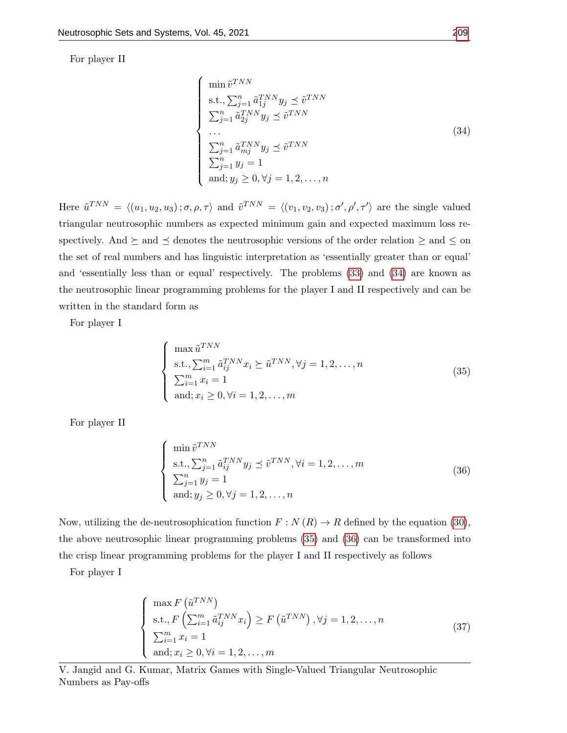For player II

$$
\begin{cases}
\min \tilde{v}^{TNN} \\
\text{s.t.}, \sum_{j=1}^{n} \tilde{a}_{1j}^{TNN} y_j \preceq \tilde{v}^{TNN} \\
\sum_{j=1}^{n} \tilde{a}_{2j}^{TNN} y_j \preceq \tilde{v}^{TNN} \\
\dots \\
\sum_{j=1}^{n} \tilde{a}_{mj}^{TNN} y_j \preceq \tilde{v}^{TNN} \\
\sum_{j=1}^{n} y_j = 1 \\
\text{and}; y_j \geq 0, \forall j = 1, 2, \dots, n
\end{cases}
\tag{34}
$$

Here $\tilde{u}^{TNN} = \langle (u_1, u_2, u_3); \sigma, \rho, \tau \rangle$ and $\tilde{v}^{TNN} = \langle (v_1, v_2, v_3); \sigma', \rho', \tau' \rangle$ are the single valued triangular neutrosophic numbers as expected minimum gain and expected maximum loss respectively. And $\succeq$ and $\preceq$ denotes the neutrosophic versions of the order relation $\geq$ and $\leq$ on the set of real numbers and has linguistic interpretation as 'essentially greater than or equal' and 'essentially less than or equal' respectively. The problems (33) and (34) are known as the neutrosophic linear programming problems for the player I and II respectively and can be written in the standard form as

For player I

$$
\begin{cases}
\max \tilde{u}^{TNN} \\
\text{s.t.}, \sum_{i=1}^{m} \tilde{a}_{ij}^{TNN} x_i \succeq \tilde{u}^{TNN}, \forall j = 1, 2, \dots, n \\
\sum_{i=1}^{m} x_i = 1 \\
\text{and}; x_i \geq 0, \forall i = 1, 2, \dots, m
\end{cases}
\tag{35}
$$

For player II

$$
\begin{cases}
\min \tilde{v}^{TNN} \\
\text{s.t.}, \sum_{j=1}^{n} \tilde{a}_{ij}^{TNN} y_j \preceq \tilde{v}^{TNN}, \forall i = 1, 2, \dots, m \\
\sum_{j=1}^{n} y_j = 1 \\
\text{and}; y_j \geq 0, \forall j = 1, 2, \dots, n
\end{cases}
\tag{36}
$$

Now, utilizing the de-neutrosophication function $F : N(R) \rightarrow R$ defined by the equation (30), the above neutrosophic linear programming problems (35) and (36) can be transformed into the crisp linear programming problems for the player I and II respectively as follows

For player I

$$
\begin{cases}
\max F\left(\tilde{u}^{TNN}\right) \\
\text{s.t.}, F\left(\sum_{i=1}^{m} \tilde{a}_{ij}^{TNN} x_i\right) \geq F\left(\tilde{u}^{TNN}\right), \forall j = 1, 2, \dots, n \\
\sum_{i=1}^{m} x_i = 1 \\
\text{and}; x_i \geq 0, \forall i = 1, 2, \dots, m
\end{cases}
\tag{37}
$$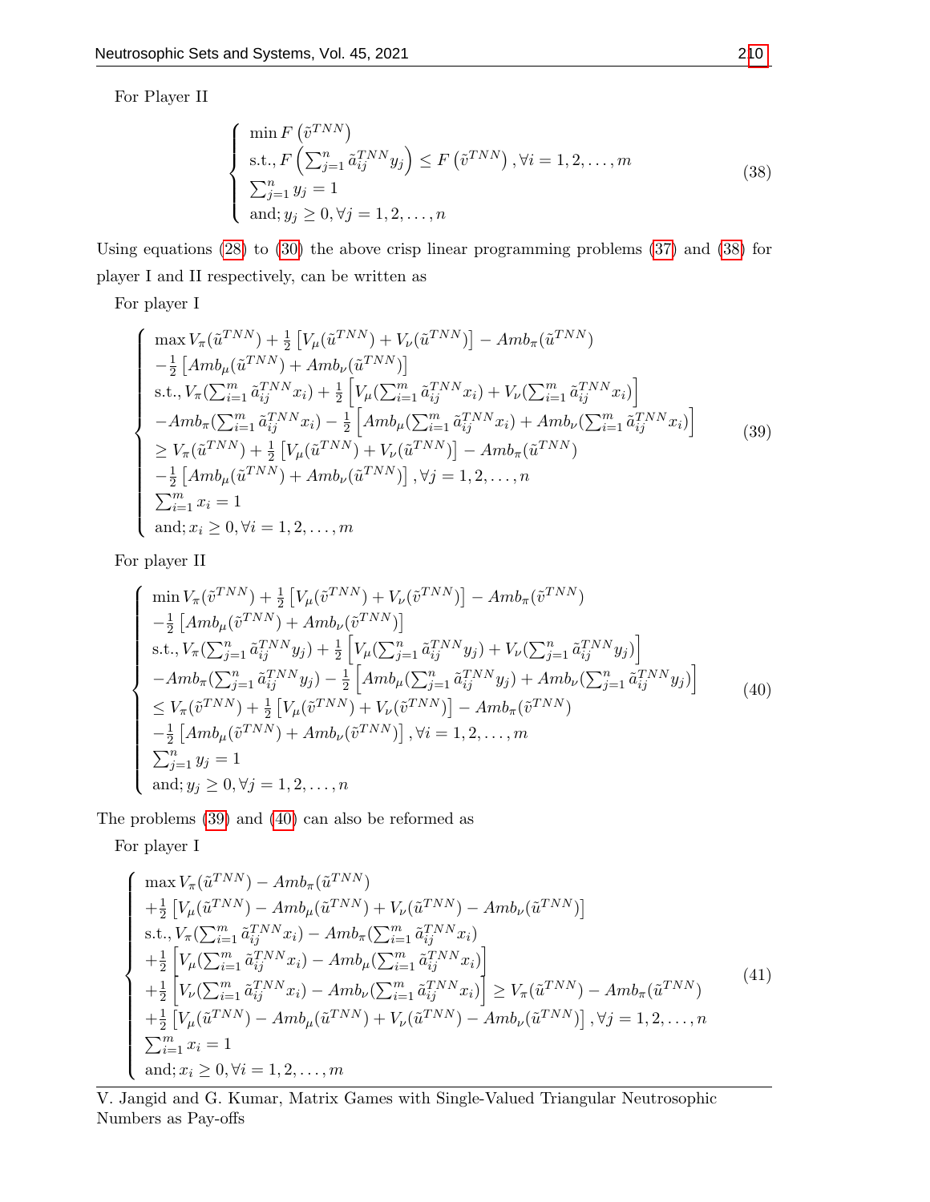For Player II

$$
\left\{
\begin{array}{l}
\min F\left(\tilde{v}^{TNN}\right) \\
\text{s.t.}, F\left(\sum_{j=1}^{n} \tilde{a}_{ij}^{TNN} y_j\right) \leq F\left(\tilde{v}^{TNN}\right), \forall i = 1, 2, \ldots, m \\
\sum_{j=1}^{n} y_j = 1 \\
\text{and}; y_j \geq 0, \forall j = 1, 2, \ldots, n
\end{array}
\right.
\tag{38}
$$

Using equations (28) to (30) the above crisp linear programming problems (37) and (38) for player I and II respectively, can be written as

For player I

$$
\left\{
\begin{array}{l}
\max V_\pi(\tilde{u}^{TNN}) + \frac{1}{2}\left[V_\mu(\tilde{u}^{TNN}) + V_\nu(\tilde{u}^{TNN})\right] - Amb_\pi(\tilde{u}^{TNN}) \\
-\frac{1}{2}\left[Amb_\mu(\tilde{u}^{TNN}) + Amb_\nu(\tilde{u}^{TNN})\right] \\
\text{s.t.}, V_\pi(\sum_{i=1}^{m} \tilde{a}_{ij}^{TNN} x_i) + \frac{1}{2}\left[V_\mu(\sum_{i=1}^{m} \tilde{a}_{ij}^{TNN} x_i) + V_\nu(\sum_{i=1}^{m} \tilde{a}_{ij}^{TNN} x_i)\right] \\
-Amb_\pi(\sum_{i=1}^{m} \tilde{a}_{ij}^{TNN} x_i) - \frac{1}{2}\left[Amb_\mu(\sum_{i=1}^{m} \tilde{a}_{ij}^{TNN} x_i) + Amb_\nu(\sum_{i=1}^{m} \tilde{a}_{ij}^{TNN} x_i)\right] \\
\geq V_\pi(\tilde{u}^{TNN}) + \frac{1}{2}\left[V_\mu(\tilde{u}^{TNN}) + V_\nu(\tilde{u}^{TNN})\right] - Amb_\pi(\tilde{u}^{TNN}) \\
-\frac{1}{2}\left[Amb_\mu(\tilde{u}^{TNN}) + Amb_\nu(\tilde{u}^{TNN})\right], \forall j = 1, 2, \ldots, n \\
\sum_{i=1}^{m} x_i = 1 \\
\text{and}; x_i \geq 0, \forall i = 1, 2, \ldots, m
\end{array}
\right.
\tag{39}
$$

For player II

$$
\left\{
\begin{array}{l}
\min V_\pi(\tilde{v}^{TNN}) + \frac{1}{2}\left[V_\mu(\tilde{v}^{TNN}) + V_\nu(\tilde{v}^{TNN})\right] - Amb_\pi(\tilde{v}^{TNN}) \\
-\frac{1}{2}\left[Amb_\mu(\tilde{v}^{TNN}) + Amb_\nu(\tilde{v}^{TNN})\right] \\
\text{s.t.}, V_\pi(\sum_{j=1}^{n} \tilde{a}_{ij}^{TNN} y_j) + \frac{1}{2}\left[V_\mu(\sum_{j=1}^{n} \tilde{a}_{ij}^{TNN} y_j) + V_\nu(\sum_{j=1}^{n} \tilde{a}_{ij}^{TNN} y_j)\right] \\
-Amb_\pi(\sum_{j=1}^{n} \tilde{a}_{ij}^{TNN} y_j) - \frac{1}{2}\left[Amb_\mu(\sum_{j=1}^{n} \tilde{a}_{ij}^{TNN} y_j) + Amb_\nu(\sum_{j=1}^{n} \tilde{a}_{ij}^{TNN} y_j)\right] \\
\leq V_\pi(\tilde{v}^{TNN}) + \frac{1}{2}\left[V_\mu(\tilde{v}^{TNN}) + V_\nu(\tilde{v}^{TNN})\right] - Amb_\pi(\tilde{v}^{TNN}) \\
-\frac{1}{2}\left[Amb_\mu(\tilde{v}^{TNN}) + Amb_\nu(\tilde{v}^{TNN})\right], \forall i = 1, 2, \ldots, m \\
\sum_{j=1}^{n} y_j = 1 \\
\text{and}; y_j \geq 0, \forall j = 1, 2, \ldots, n
\end{array}
\right.
\tag{40}
$$

The problems (39) and (40) can also be reformed as

For player I

$$
\left\{
\begin{array}{l}
\max V_\pi(\tilde{u}^{TNN}) - Amb_\pi(\tilde{u}^{TNN}) \\
+\frac{1}{2}\left[V_\mu(\tilde{u}^{TNN}) - Amb_\mu(\tilde{u}^{TNN}) + V_\nu(\tilde{u}^{TNN}) - Amb_\nu(\tilde{u}^{TNN})\right] \\
\text{s.t.}, V_\pi(\sum_{i=1}^{m} \tilde{a}_{ij}^{TNN} x_i) - Amb_\pi(\sum_{i=1}^{m} \tilde{a}_{ij}^{TNN} x_i) \\
+\frac{1}{2}\left[V_\mu(\sum_{i=1}^{m} \tilde{a}_{ij}^{TNN} x_i) - Amb_\mu(\sum_{i=1}^{m} \tilde{a}_{ij}^{TNN} x_i)\right] \\
+\frac{1}{2}\left[V_\nu(\sum_{i=1}^{m} \tilde{a}_{ij}^{TNN} x_i) - Amb_\nu(\sum_{i=1}^{m} \tilde{a}_{ij}^{TNN} x_i)\right] \geq V_\pi(\tilde{u}^{TNN}) - Amb_\pi(\tilde{u}^{TNN}) \\
+\frac{1}{2}\left[V_\mu(\tilde{u}^{TNN}) - Amb_\mu(\tilde{u}^{TNN}) + V_\nu(\tilde{u}^{TNN}) - Amb_\nu(\tilde{u}^{TNN})\right], \forall j = 1, 2, \ldots, n \\
\sum_{i=1}^{m} x_i = 1 \\
\text{and}; x_i \geq 0, \forall i = 1, 2, \ldots, m
\end{array}
\right.
\tag{41}
$$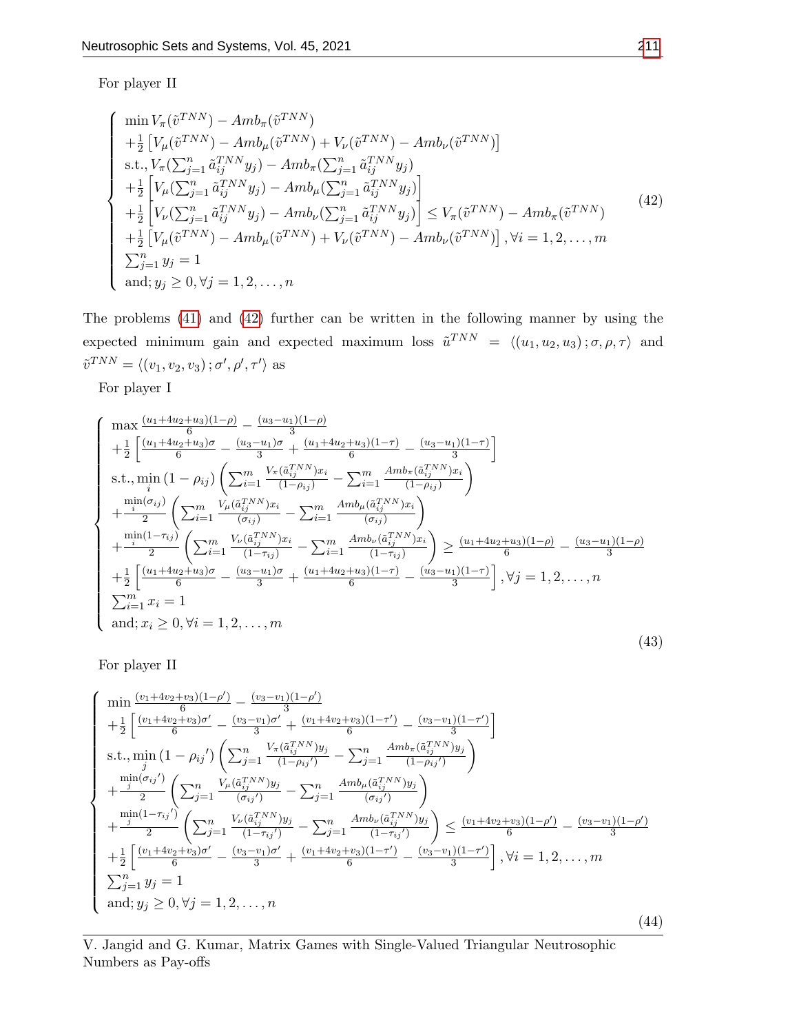For player II

$$
\begin{cases}
\min V_\pi(\tilde{v}^{TNN}) - Amb_\pi(\tilde{v}^{TNN}) \\
+\frac{1}{2}\left[V_\mu(\tilde{v}^{TNN}) - Amb_\mu(\tilde{v}^{TNN}) + V_\nu(\tilde{v}^{TNN}) - Amb_\nu(\tilde{v}^{TNN})\right] \\
\text{s.t.}, V_\pi(\sum_{j=1}^{n} \tilde{a}_{ij}^{TNN} y_j) - Amb_\pi(\sum_{j=1}^{n} \tilde{a}_{ij}^{TNN} y_j) \\
+\frac{1}{2}\left[V_\mu(\sum_{j=1}^{n} \tilde{a}_{ij}^{TNN} y_j) - Amb_\mu(\sum_{j=1}^{n} \tilde{a}_{ij}^{TNN} y_j)\right] \\
+\frac{1}{2}\left[V_\nu(\sum_{j=1}^{n} \tilde{a}_{ij}^{TNN} y_j) - Amb_\nu(\sum_{j=1}^{n} \tilde{a}_{ij}^{TNN} y_j)\right] \leq V_\pi(\tilde{v}^{TNN}) - Amb_\pi(\tilde{v}^{TNN}) \\
+\frac{1}{2}\left[V_\mu(\tilde{v}^{TNN}) - Amb_\mu(\tilde{v}^{TNN}) + V_\nu(\tilde{v}^{TNN}) - Amb_\nu(\tilde{v}^{TNN})\right], \forall i = 1, 2, \ldots, m \\
\sum_{j=1}^{n} y_j = 1 \\
\text{and}; y_j \geq 0, \forall j = 1, 2, \ldots, n
\end{cases}
\tag{42}
$$

The problems (41) and (42) further can be written in the following manner by using the expected minimum gain and expected maximum loss $\tilde{u}^{TNN} = \langle (u_1, u_2, u_3); \sigma, \rho, \tau \rangle$ and $\tilde{v}^{TNN} = \langle (v_1, v_2, v_3); \sigma', \rho', \tau' \rangle$ as

For player I

$$
\begin{cases}
\max \frac{(u_1+4u_2+u_3)(1-\rho)}{6} - \frac{(u_3-u_1)(1-\rho)}{3} \\
+\frac{1}{2}\left[\frac{(u_1+4u_2+u_3)\sigma}{6} - \frac{(u_3-u_1)\sigma}{3} + \frac{(u_1+4u_2+u_3)(1-\tau)}{6} - \frac{(u_3-u_1)(1-\tau)}{3}\right] \\
\text{s.t.}, \min\limits_{i} (1-\rho_{ij}) \left(\sum_{i=1}^{m} \frac{V_\pi(\tilde{a}_{ij}^{TNN}) x_i}{(1-\rho_{ij})} - \sum_{i=1}^{m} \frac{Amb_\pi(\tilde{a}_{ij}^{TNN}) x_i}{(1-\rho_{ij})}\right) \\
+\frac{\min\limits_{i}(\sigma_{ij})}{2} \left(\sum_{i=1}^{m} \frac{V_\mu(\tilde{a}_{ij}^{TNN}) x_i}{(\sigma_{ij})} - \sum_{i=1}^{m} \frac{Amb_\mu(\tilde{a}_{ij}^{TNN}) x_i}{(\sigma_{ij})}\right) \\
+\frac{\min\limits_{i}(1-\tau_{ij})}{2} \left(\sum_{i=1}^{m} \frac{V_\nu(\tilde{a}_{ij}^{TNN}) x_i}{(1-\tau_{ij})} - \sum_{i=1}^{m} \frac{Amb_\nu(\tilde{a}_{ij}^{TNN}) x_i}{(1-\tau_{ij})}\right) \geq \frac{(u_1+4u_2+u_3)(1-\rho)}{6} - \frac{(u_3-u_1)(1-\rho)}{3} \\
+\frac{1}{2}\left[\frac{(u_1+4u_2+u_3)\sigma}{6} - \frac{(u_3-u_1)\sigma}{3} + \frac{(u_1+4u_2+u_3)(1-\tau)}{6} - \frac{(u_3-u_1)(1-\tau)}{3}\right], \forall j = 1, 2, \ldots, n \\
\sum_{i=1}^{m} x_i = 1 \\
\text{and}; x_i \geq 0, \forall i = 1, 2, \ldots, m
\end{cases}
\tag{43}
$$

For player II

$$
\begin{cases}
\min \frac{(v_1+4v_2+v_3)(1-\rho')}{6} - \frac{(v_3-v_1)(1-\rho')}{3} \\
+\frac{1}{2}\left[\frac{(v_1+4v_2+v_3)\sigma'}{6} - \frac{(v_3-v_1)\sigma'}{3} + \frac{(v_1+4v_2+v_3)(1-\tau')}{6} - \frac{(v_3-v_1)(1-\tau')}{3}\right] \\
\text{s.t.}, \min\limits_{j} (1-{\rho_{ij}}') \left(\sum_{j=1}^{n} \frac{V_\pi(\tilde{a}_{ij}^{TNN}) y_j}{(1-{\rho_{ij}}')} - \sum_{j=1}^{n} \frac{Amb_\pi(\tilde{a}_{ij}^{TNN}) y_j}{(1-{\rho_{ij}}')}\right) \\
+\frac{\min\limits_{j}({\sigma_{ij}}')}{2} \left(\sum_{j=1}^{n} \frac{V_\mu(\tilde{a}_{ij}^{TNN}) y_j}{({\sigma_{ij}}')} - \sum_{j=1}^{n} \frac{Amb_\mu(\tilde{a}_{ij}^{TNN}) y_j}{({\sigma_{ij}}')}\right) \\
+\frac{\min\limits_{j}(1-{\tau_{ij}}')}{2} \left(\sum_{j=1}^{n} \frac{V_\nu(\tilde{a}_{ij}^{TNN}) y_j}{(1-{\tau_{ij}}')} - \sum_{j=1}^{n} \frac{Amb_\nu(\tilde{a}_{ij}^{TNN}) y_j}{(1-{\tau_{ij}}')}\right) \leq \frac{(v_1+4v_2+v_3)(1-\rho')}{6} - \frac{(v_3-v_1)(1-\rho')}{3} \\
+\frac{1}{2}\left[\frac{(v_1+4v_2+v_3)\sigma'}{6} - \frac{(v_3-v_1)\sigma'}{3} + \frac{(v_1+4v_2+v_3)(1-\tau')}{6} - \frac{(v_3-v_1)(1-\tau')}{3}\right], \forall i = 1, 2, \ldots, m \\
\sum_{j=1}^{n} y_j = 1 \\
\text{and}; y_j \geq 0, \forall j = 1, 2, \ldots, n
\end{cases}
\tag{44}
$$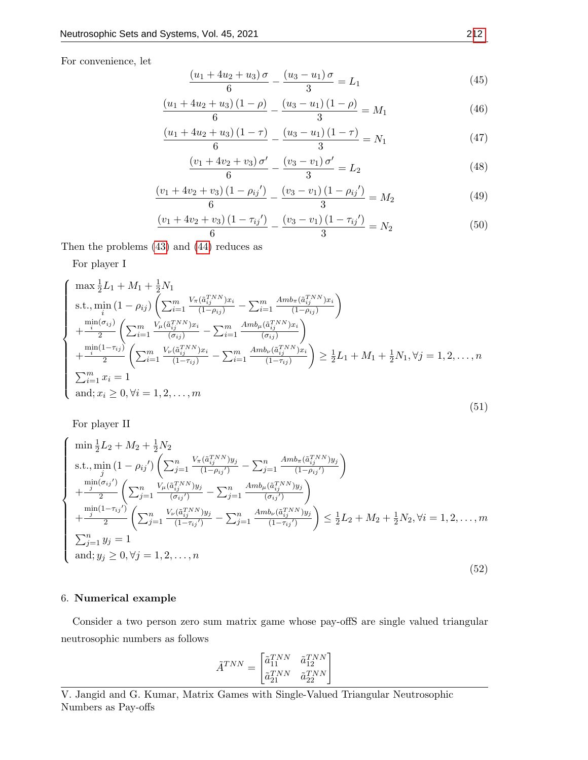For convenience, let

$$\frac{(u_1+4u_2+u_3)\,\sigma}{6}-\frac{(u_3-u_1)\,\sigma}{3}=L_1 \tag{45}$$

$$\frac{(u_1+4u_2+u_3)\,(1-\rho)}{6}-\frac{(u_3-u_1)\,(1-\rho)}{3}=M_1 \tag{46}$$

$$\frac{(u_1+4u_2+u_3)\,(1-\tau)}{6}-\frac{(u_3-u_1)\,(1-\tau)}{3}=N_1 \tag{47}$$

$$\frac{(v_1+4v_2+v_3)\,\sigma'}{6}-\frac{(v_3-v_1)\,\sigma'}{3}=L_2 \tag{48}$$

$$\frac{(v_1+4v_2+v_3)\,(1-{\rho_{ij}}')}{6}-\frac{(v_3-v_1)\,(1-{\rho_{ij}}')}{3}=M_2 \tag{49}$$

$$\frac{(v_1+4v_2+v_3)\,(1-{\tau_{ij}}')}{6}-\frac{(v_3-v_1)\,(1-{\tau_{ij}}')}{3}=N_2 \tag{50}$$

Then the problems (43) and (44) reduces as

For player I

$$\begin{cases} \max \frac{1}{2}L_1+M_1+\frac{1}{2}N_1 \\ \text{s.t.,} \min\limits_i (1-\rho_{ij})\left(\sum_{i=1}^m \frac{V_\pi(\tilde{a}_{ij}^{TNN})x_i}{(1-\rho_{ij})}-\sum_{i=1}^m \frac{Amb_\pi(\tilde{a}_{ij}^{TNN})x_i}{(1-\rho_{ij})}\right) \\ +\frac{\min\limits_i(\sigma_{ij})}{2}\left(\sum_{i=1}^m \frac{V_\mu(\tilde{a}_{ij}^{TNN})x_i}{(\sigma_{ij})}-\sum_{i=1}^m \frac{Amb_\mu(\tilde{a}_{ij}^{TNN})x_i}{(\sigma_{ij})}\right) \\ +\frac{\min\limits_i(1-\tau_{ij})}{2}\left(\sum_{i=1}^m \frac{V_\nu(\tilde{a}_{ij}^{TNN})x_i}{(1-\tau_{ij})}-\sum_{i=1}^m \frac{Amb_\nu(\tilde{a}_{ij}^{TNN})x_i}{(1-\tau_{ij})}\right)\geq \frac{1}{2}L_1+M_1+\frac{1}{2}N_1, \forall j=1,2,\ldots,n \\ \sum_{i=1}^m x_i=1 \\ \text{and; } x_i\geq 0, \forall i=1,2,\ldots,m \end{cases} \tag{51}$$

For player II

$$\begin{cases} \min \frac{1}{2}L_2+M_2+\frac{1}{2}N_2 \\ \text{s.t.,} \min\limits_j (1-{\rho_{ij}}')\left(\sum_{j=1}^n \frac{V_\pi(\tilde{a}_{ij}^{TNN})y_j}{(1-{\rho_{ij}}')}-\sum_{j=1}^n \frac{Amb_\pi(\tilde{a}_{ij}^{TNN})y_j}{(1-{\rho_{ij}}')}\right) \\ +\frac{\min\limits_j({\sigma_{ij}}')}{2}\left(\sum_{j=1}^n \frac{V_\mu(\tilde{a}_{ij}^{TNN})y_j}{({\sigma_{ij}}')}-\sum_{j=1}^n \frac{Amb_\mu(\tilde{a}_{ij}^{TNN})y_j}{({\sigma_{ij}}')}\right) \\ +\frac{\min\limits_j(1-{\tau_{ij}}')}{2}\left(\sum_{j=1}^n \frac{V_\nu(\tilde{a}_{ij}^{TNN})y_j}{(1-{\tau_{ij}}')}-\sum_{j=1}^n \frac{Amb_\nu(\tilde{a}_{ij}^{TNN})y_j}{(1-{\tau_{ij}}')}\right)\leq \frac{1}{2}L_2+M_2+\frac{1}{2}N_2, \forall i=1,2,\ldots,m \\ \sum_{j=1}^n y_j=1 \\ \text{and; } y_j\geq 0, \forall j=1,2,\ldots,n \end{cases} \tag{52}$$

## 6. **Numerical example**

Consider a two person zero sum matrix game whose pay-offS are single valued triangular neutrosophic numbers as follows

$$\tilde{A}^{TNN}=\begin{bmatrix} \tilde{a}_{11}^{TNN} & \tilde{a}_{12}^{TNN} \\ \tilde{a}_{21}^{TNN} & \tilde{a}_{22}^{TNN} \end{bmatrix}$$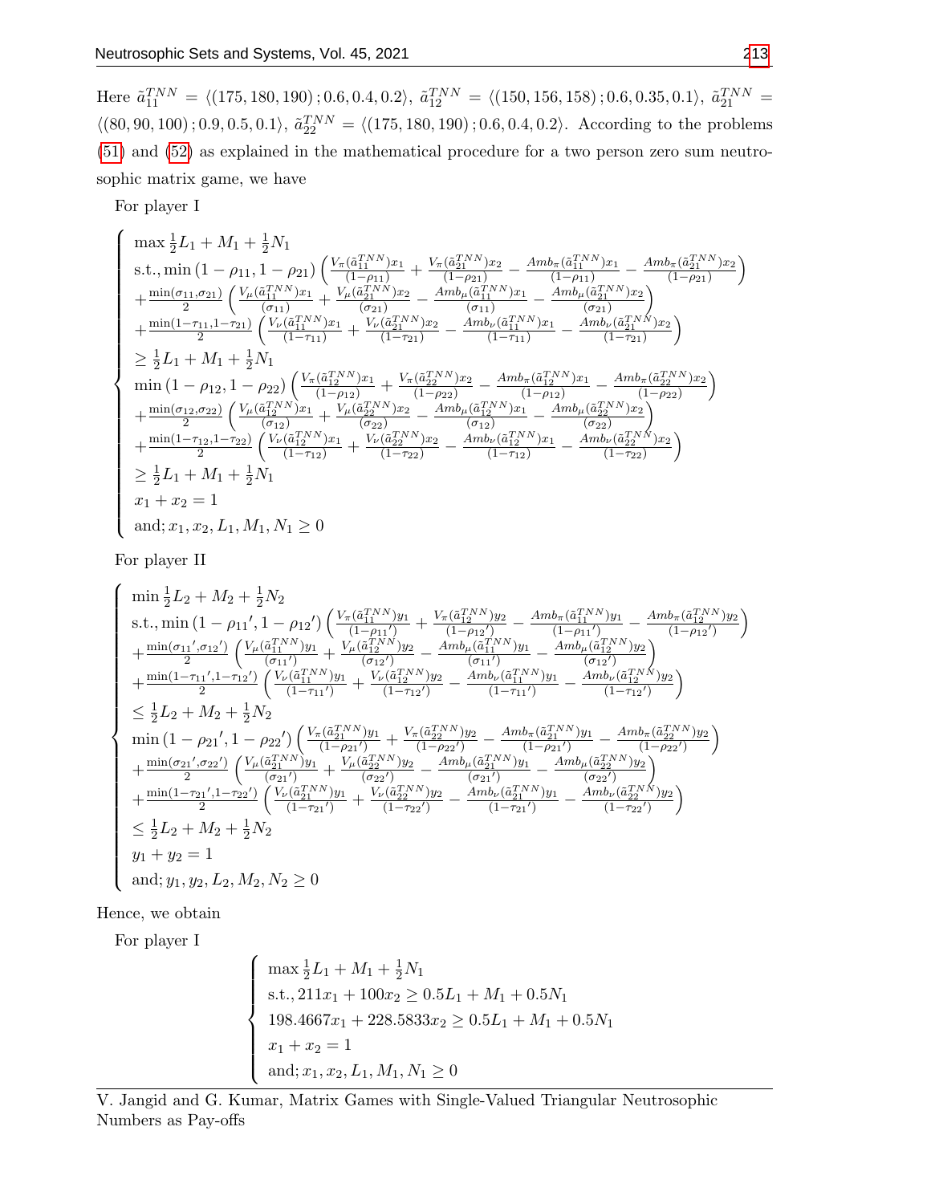Here $\tilde{a}_{11}^{TNN} = \langle (175, 180, 190); 0.6, 0.4, 0.2 \rangle$, $\tilde{a}_{12}^{TNN} = \langle (150, 156, 158); 0.6, 0.35, 0.1 \rangle$, $\tilde{a}_{21}^{TNN} = \langle (80, 90, 100); 0.9, 0.5, 0.1 \rangle$, $\tilde{a}_{22}^{TNN} = \langle (175, 180, 190); 0.6, 0.4, 0.2 \rangle$. According to the problems (51) and (52) as explained in the mathematical procedure for a two person zero sum neutrosophic matrix game, we have

For player I

$$
\begin{cases}
\max \frac{1}{2}L_1 + M_1 + \frac{1}{2}N_1 \\
\text{s.t.}, \min(1-\rho_{11}, 1-\rho_{21}) \left( \frac{V_\pi(\tilde{a}_{11}^{TNN})x_1}{(1-\rho_{11})} + \frac{V_\pi(\tilde{a}_{21}^{TNN})x_2}{(1-\rho_{21})} - \frac{Amb_\pi(\tilde{a}_{11}^{TNN})x_1}{(1-\rho_{11})} - \frac{Amb_\pi(\tilde{a}_{21}^{TNN})x_2}{(1-\rho_{21})} \right) \\
+\frac{\min(\sigma_{11}, \sigma_{21})}{2} \left( \frac{V_\mu(\tilde{a}_{11}^{TNN})x_1}{(\sigma_{11})} + \frac{V_\mu(\tilde{a}_{21}^{TNN})x_2}{(\sigma_{21})} - \frac{Amb_\mu(\tilde{a}_{11}^{TNN})x_1}{(\sigma_{11})} - \frac{Amb_\mu(\tilde{a}_{21}^{TNN})x_2}{(\sigma_{21})} \right) \\
+\frac{\min(1-\tau_{11}, 1-\tau_{21})}{2} \left( \frac{V_\nu(\tilde{a}_{11}^{TNN})x_1}{(1-\tau_{11})} + \frac{V_\nu(\tilde{a}_{21}^{TNN})x_2}{(1-\tau_{21})} - \frac{Amb_\nu(\tilde{a}_{11}^{TNN})x_1}{(1-\tau_{11})} - \frac{Amb_\nu(\tilde{a}_{21}^{TNN})x_2}{(1-\tau_{21})} \right) \\
\geq \frac{1}{2}L_1 + M_1 + \frac{1}{2}N_1 \\
\min(1-\rho_{12}, 1-\rho_{22}) \left( \frac{V_\pi(\tilde{a}_{12}^{TNN})x_1}{(1-\rho_{12})} + \frac{V_\pi(\tilde{a}_{22}^{TNN})x_2}{(1-\rho_{22})} - \frac{Amb_\pi(\tilde{a}_{12}^{TNN})x_1}{(1-\rho_{12})} - \frac{Amb_\pi(\tilde{a}_{22}^{TNN})x_2}{(1-\rho_{22})} \right) \\
+\frac{\min(\sigma_{12}, \sigma_{22})}{2} \left( \frac{V_\mu(\tilde{a}_{12}^{TNN})x_1}{(\sigma_{12})} + \frac{V_\mu(\tilde{a}_{22}^{TNN})x_2}{(\sigma_{22})} - \frac{Amb_\mu(\tilde{a}_{12}^{TNN})x_1}{(\sigma_{12})} - \frac{Amb_\mu(\tilde{a}_{22}^{TNN})x_2}{(\sigma_{22})} \right) \\
+\frac{\min(1-\tau_{12}, 1-\tau_{22})}{2} \left( \frac{V_\nu(\tilde{a}_{12}^{TNN})x_1}{(1-\tau_{12})} + \frac{V_\nu(\tilde{a}_{22}^{TNN})x_2}{(1-\tau_{22})} - \frac{Amb_\nu(\tilde{a}_{12}^{TNN})x_1}{(1-\tau_{12})} - \frac{Amb_\nu(\tilde{a}_{22}^{TNN})x_2}{(1-\tau_{22})} \right) \\
\geq \frac{1}{2}L_1 + M_1 + \frac{1}{2}N_1 \\
x_1 + x_2 = 1 \\
\text{and}; x_1, x_2, L_1, M_1, N_1 \geq 0
\end{cases}
$$

For player II

$$
\begin{cases}
\min \frac{1}{2}L_2 + M_2 + \frac{1}{2}N_2 \\
\text{s.t.}, \min(1-\rho_{11}', 1-\rho_{12}') \left( \frac{V_\pi(\tilde{a}_{11}^{TNN})y_1}{(1-\rho_{11}')} + \frac{V_\pi(\tilde{a}_{12}^{TNN})y_2}{(1-\rho_{12}')} - \frac{Amb_\pi(\tilde{a}_{11}^{TNN})y_1}{(1-\rho_{11}')} - \frac{Amb_\pi(\tilde{a}_{12}^{TNN})y_2}{(1-\rho_{12}')} \right) \\
+\frac{\min(\sigma_{11}', \sigma_{12}')}{2} \left( \frac{V_\mu(\tilde{a}_{11}^{TNN})y_1}{(\sigma_{11}')} + \frac{V_\mu(\tilde{a}_{12}^{TNN})y_2}{(\sigma_{12}')} - \frac{Amb_\mu(\tilde{a}_{11}^{TNN})y_1}{(\sigma_{11}')} - \frac{Amb_\mu(\tilde{a}_{12}^{TNN})y_2}{(\sigma_{12}')} \right) \\
+\frac{\min(1-\tau_{11}', 1-\tau_{12}')}{2} \left( \frac{V_\nu(\tilde{a}_{11}^{TNN})y_1}{(1-\tau_{11}')} + \frac{V_\nu(\tilde{a}_{12}^{TNN})y_2}{(1-\tau_{12}')} - \frac{Amb_\nu(\tilde{a}_{11}^{TNN})y_1}{(1-\tau_{11}')} - \frac{Amb_\nu(\tilde{a}_{12}^{TNN})y_2}{(1-\tau_{12}')} \right) \\
\leq \frac{1}{2}L_2 + M_2 + \frac{1}{2}N_2 \\
\min(1-\rho_{21}', 1-\rho_{22}') \left( \frac{V_\pi(\tilde{a}_{21}^{TNN})y_1}{(1-\rho_{21}')} + \frac{V_\pi(\tilde{a}_{22}^{TNN})y_2}{(1-\rho_{22}')} - \frac{Amb_\pi(\tilde{a}_{21}^{TNN})y_1}{(1-\rho_{21}')} - \frac{Amb_\pi(\tilde{a}_{22}^{TNN})y_2}{(1-\rho_{22}')} \right) \\
+\frac{\min(\sigma_{21}', \sigma_{22}')}{2} \left( \frac{V_\mu(\tilde{a}_{21}^{TNN})y_1}{(\sigma_{21}')} + \frac{V_\mu(\tilde{a}_{22}^{TNN})y_2}{(\sigma_{22}')} - \frac{Amb_\mu(\tilde{a}_{21}^{TNN})y_1}{(\sigma_{21}')} - \frac{Amb_\mu(\tilde{a}_{22}^{TNN})y_2}{(\sigma_{22}')} \right) \\
+\frac{\min(1-\tau_{21}', 1-\tau_{22}')}{2} \left( \frac{V_\nu(\tilde{a}_{21}^{TNN})y_1}{(1-\tau_{21}')} + \frac{V_\nu(\tilde{a}_{22}^{TNN})y_2}{(1-\tau_{22}')} - \frac{Amb_\nu(\tilde{a}_{21}^{TNN})y_1}{(1-\tau_{21}')} - \frac{Amb_\nu(\tilde{a}_{22}^{TNN})y_2}{(1-\tau_{22}')} \right) \\
\leq \frac{1}{2}L_2 + M_2 + \frac{1}{2}N_2 \\
y_1 + y_2 = 1 \\
\text{and}; y_1, y_2, L_2, M_2, N_2 \geq 0
\end{cases}
$$

Hence, we obtain

For player I

$$
\begin{cases}
\max \frac{1}{2}L_1 + M_1 + \frac{1}{2}N_1 \\
\text{s.t.}, 211x_1 + 100x_2 \geq 0.5L_1 + M_1 + 0.5N_1 \\
198.4667x_1 + 228.5833x_2 \geq 0.5L_1 + M_1 + 0.5N_1 \\
x_1 + x_2 = 1 \\
\text{and}; x_1, x_2, L_1, M_1, N_1 \geq 0
\end{cases}
$$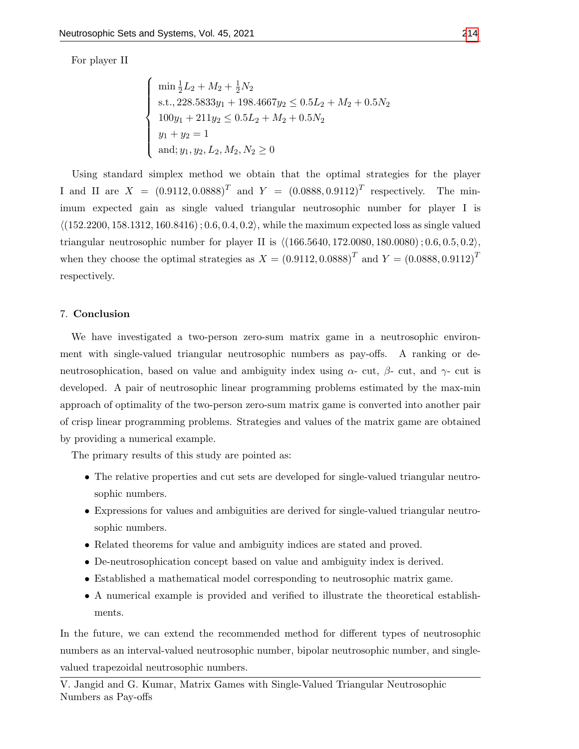For player II

$$
\begin{cases}
\min \frac{1}{2}L_2 + M_2 + \frac{1}{2}N_2 \\
\text{s.t.}, 228.5833y_1 + 198.4667y_2 \leq 0.5L_2 + M_2 + 0.5N_2 \\
100y_1 + 211y_2 \leq 0.5L_2 + M_2 + 0.5N_2 \\
y_1 + y_2 = 1 \\
\text{and}; y_1, y_2, L_2, M_2, N_2 \geq 0
\end{cases}
$$

Using standard simplex method we obtain that the optimal strategies for the player I and II are $X = (0.9112, 0.0888)^T$ and $Y = (0.0888, 0.9112)^T$ respectively. The minimum expected gain as single valued triangular neutrosophic number for player I is $\langle (152.2200, 158.1312, 160.8416); 0.6, 0.4, 0.2 \rangle$, while the maximum expected loss as single valued triangular neutrosophic number for player II is $\langle (166.5640, 172.0080, 180.0080); 0.6, 0.5, 0.2 \rangle$, when they choose the optimal strategies as $X = (0.9112, 0.0888)^T$ and $Y = (0.0888, 0.9112)^T$ respectively.

## 7. Conclusion

We have investigated a two-person zero-sum matrix game in a neutrosophic environment with single-valued triangular neutrosophic numbers as pay-offs. A ranking or de-neutrosophication, based on value and ambiguity index using $\alpha$- cut, $\beta$- cut, and $\gamma$- cut is developed. A pair of neutrosophic linear programming problems estimated by the max-min approach of optimality of the two-person zero-sum matrix game is converted into another pair of crisp linear programming problems. Strategies and values of the matrix game are obtained by providing a numerical example.

The primary results of this study are pointed as:

- The relative properties and cut sets are developed for single-valued triangular neutrosophic numbers.
- Expressions for values and ambiguities are derived for single-valued triangular neutrosophic numbers.
- Related theorems for value and ambiguity indices are stated and proved.
- De-neutrosophication concept based on value and ambiguity index is derived.
- Established a mathematical model corresponding to neutrosophic matrix game.
- A numerical example is provided and verified to illustrate the theoretical establishments.

In the future, we can extend the recommended method for different types of neutrosophic numbers as an interval-valued neutrosophic number, bipolar neutrosophic number, and single-valued trapezoidal neutrosophic numbers.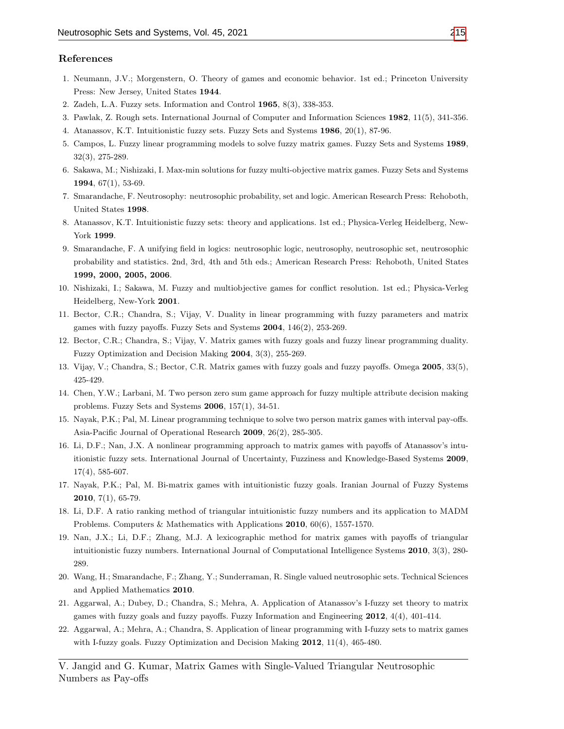## References

1. Neumann, J.V.; Morgenstern, O. Theory of games and economic behavior. 1st ed.; Princeton University Press: New Jersey, United States **1944**.
2. Zadeh, L.A. Fuzzy sets. Information and Control **1965**, 8(3), 338-353.
3. Pawlak, Z. Rough sets. International Journal of Computer and Information Sciences **1982**, 11(5), 341-356.
4. Atanassov, K.T. Intuitionistic fuzzy sets. Fuzzy Sets and Systems **1986**, 20(1), 87-96.
5. Campos, L. Fuzzy linear programming models to solve fuzzy matrix games. Fuzzy Sets and Systems **1989**, 32(3), 275-289.
6. Sakawa, M.; Nishizaki, I. Max-min solutions for fuzzy multi-objective matrix games. Fuzzy Sets and Systems **1994**, 67(1), 53-69.
7. Smarandache, F. Neutrosophy: neutrosophic probability, set and logic. American Research Press: Rehoboth, United States **1998**.
8. Atanassov, K.T. Intuitionistic fuzzy sets: theory and applications. 1st ed.; Physica-Verleg Heidelberg, New-York **1999**.
9. Smarandache, F. A unifying field in logics: neutrosophic logic, neutrosophy, neutrosophic set, neutrosophic probability and statistics. 2nd, 3rd, 4th and 5th eds.; American Research Press: Rehoboth, United States **1999, 2000, 2005, 2006**.
10. Nishizaki, I.; Sakawa, M. Fuzzy and multiobjective games for conflict resolution. 1st ed.; Physica-Verleg Heidelberg, New-York **2001**.
11. Bector, C.R.; Chandra, S.; Vijay, V. Duality in linear programming with fuzzy parameters and matrix games with fuzzy payoffs. Fuzzy Sets and Systems **2004**, 146(2), 253-269.
12. Bector, C.R.; Chandra, S.; Vijay, V. Matrix games with fuzzy goals and fuzzy linear programming duality. Fuzzy Optimization and Decision Making **2004**, 3(3), 255-269.
13. Vijay, V.; Chandra, S.; Bector, C.R. Matrix games with fuzzy goals and fuzzy payoffs. Omega **2005**, 33(5), 425-429.
14. Chen, Y.W.; Larbani, M. Two person zero sum game approach for fuzzy multiple attribute decision making problems. Fuzzy Sets and Systems **2006**, 157(1), 34-51.
15. Nayak, P.K.; Pal, M. Linear programming technique to solve two person matrix games with interval pay-offs. Asia-Pacific Journal of Operational Research **2009**, 26(2), 285-305.
16. Li, D.F.; Nan, J.X. A nonlinear programming approach to matrix games with payoffs of Atanassov's intuitionistic fuzzy sets. International Journal of Uncertainty, Fuzziness and Knowledge-Based Systems **2009**, 17(4), 585-607.
17. Nayak, P.K.; Pal, M. Bi-matrix games with intuitionistic fuzzy goals. Iranian Journal of Fuzzy Systems **2010**, 7(1), 65-79.
18. Li, D.F. A ratio ranking method of triangular intuitionistic fuzzy numbers and its application to MADM Problems. Computers & Mathematics with Applications **2010**, 60(6), 1557-1570.
19. Nan, J.X.; Li, D.F.; Zhang, M.J. A lexicographic method for matrix games with payoffs of triangular intuitionistic fuzzy numbers. International Journal of Computational Intelligence Systems **2010**, 3(3), 280-289.
20. Wang, H.; Smarandache, F.; Zhang, Y.; Sunderraman, R. Single valued neutrosophic sets. Technical Sciences and Applied Mathematics **2010**.
21. Aggarwal, A.; Dubey, D.; Chandra, S.; Mehra, A. Application of Atanassov's I-fuzzy set theory to matrix games with fuzzy goals and fuzzy payoffs. Fuzzy Information and Engineering **2012**, 4(4), 401-414.
22. Aggarwal, A.; Mehra, A.; Chandra, S. Application of linear programming with I-fuzzy sets to matrix games with I-fuzzy goals. Fuzzy Optimization and Decision Making **2012**, 11(4), 465-480.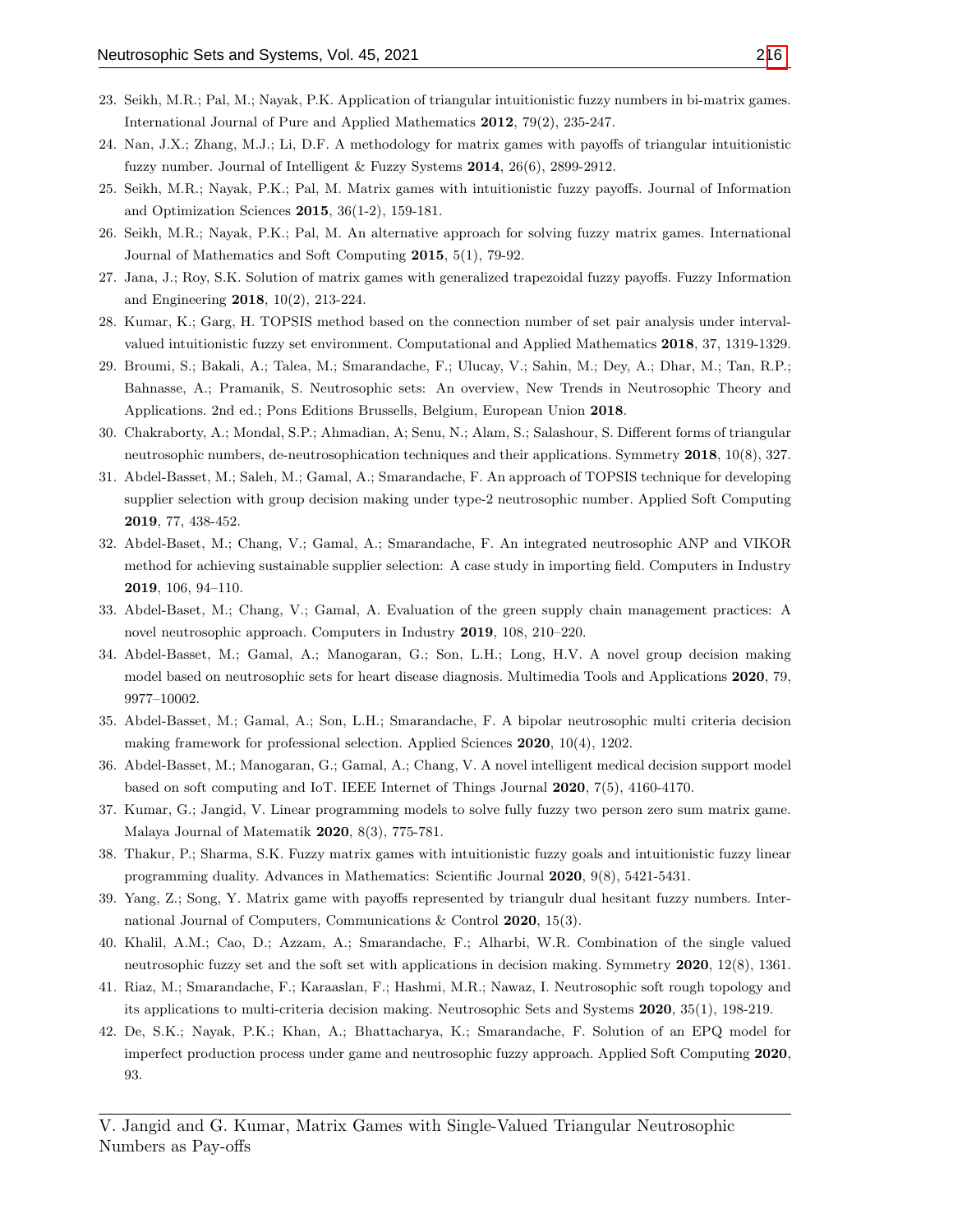23. Seikh, M.R.; Pal, M.; Nayak, P.K. Application of triangular intuitionistic fuzzy numbers in bi-matrix games. International Journal of Pure and Applied Mathematics **2012**, 79(2), 235-247.
24. Nan, J.X.; Zhang, M.J.; Li, D.F. A methodology for matrix games with payoffs of triangular intuitionistic fuzzy number. Journal of Intelligent & Fuzzy Systems **2014**, 26(6), 2899-2912.
25. Seikh, M.R.; Nayak, P.K.; Pal, M. Matrix games with intuitionistic fuzzy payoffs. Journal of Information and Optimization Sciences **2015**, 36(1-2), 159-181.
26. Seikh, M.R.; Nayak, P.K.; Pal, M. An alternative approach for solving fuzzy matrix games. International Journal of Mathematics and Soft Computing **2015**, 5(1), 79-92.
27. Jana, J.; Roy, S.K. Solution of matrix games with generalized trapezoidal fuzzy payoffs. Fuzzy Information and Engineering **2018**, 10(2), 213-224.
28. Kumar, K.; Garg, H. TOPSIS method based on the connection number of set pair analysis under interval-valued intuitionistic fuzzy set environment. Computational and Applied Mathematics **2018**, 37, 1319-1329.
29. Broumi, S.; Bakali, A.; Talea, M.; Smarandache, F.; Ulucay, V.; Sahin, M.; Dey, A.; Dhar, M.; Tan, R.P.; Bahnasse, A.; Pramanik, S. Neutrosophic sets: An overview, New Trends in Neutrosophic Theory and Applications. 2nd ed.; Pons Editions Brussells, Belgium, European Union **2018**.
30. Chakraborty, A.; Mondal, S.P.; Ahmadian, A; Senu, N.; Alam, S.; Salashour, S. Different forms of triangular neutrosophic numbers, de-neutrosophication techniques and their applications. Symmetry **2018**, 10(8), 327.
31. Abdel-Basset, M.; Saleh, M.; Gamal, A.; Smarandache, F. An approach of TOPSIS technique for developing supplier selection with group decision making under type-2 neutrosophic number. Applied Soft Computing **2019**, 77, 438-452.
32. Abdel-Baset, M.; Chang, V.; Gamal, A.; Smarandache, F. An integrated neutrosophic ANP and VIKOR method for achieving sustainable supplier selection: A case study in importing field. Computers in Industry **2019**, 106, 94–110.
33. Abdel-Baset, M.; Chang, V.; Gamal, A. Evaluation of the green supply chain management practices: A novel neutrosophic approach. Computers in Industry **2019**, 108, 210–220.
34. Abdel-Basset, M.; Gamal, A.; Manogaran, G.; Son, L.H.; Long, H.V. A novel group decision making model based on neutrosophic sets for heart disease diagnosis. Multimedia Tools and Applications **2020**, 79, 9977–10002.
35. Abdel-Basset, M.; Gamal, A.; Son, L.H.; Smarandache, F. A bipolar neutrosophic multi criteria decision making framework for professional selection. Applied Sciences **2020**, 10(4), 1202.
36. Abdel-Basset, M.; Manogaran, G.; Gamal, A.; Chang, V. A novel intelligent medical decision support model based on soft computing and IoT. IEEE Internet of Things Journal **2020**, 7(5), 4160-4170.
37. Kumar, G.; Jangid, V. Linear programming models to solve fully fuzzy two person zero sum matrix game. Malaya Journal of Matematik **2020**, 8(3), 775-781.
38. Thakur, P.; Sharma, S.K. Fuzzy matrix games with intuitionistic fuzzy goals and intuitionistic fuzzy linear programming duality. Advances in Mathematics: Scientific Journal **2020**, 9(8), 5421-5431.
39. Yang, Z.; Song, Y. Matrix game with payoffs represented by triangulr dual hesitant fuzzy numbers. International Journal of Computers, Communications & Control **2020**, 15(3).
40. Khalil, A.M.; Cao, D.; Azzam, A.; Smarandache, F.; Alharbi, W.R. Combination of the single valued neutrosophic fuzzy set and the soft set with applications in decision making. Symmetry **2020**, 12(8), 1361.
41. Riaz, M.; Smarandache, F.; Karaaslan, F.; Hashmi, M.R.; Nawaz, I. Neutrosophic soft rough topology and its applications to multi-criteria decision making. Neutrosophic Sets and Systems **2020**, 35(1), 198-219.
42. De, S.K.; Nayak, P.K.; Khan, A.; Bhattacharya, K.; Smarandache, F. Solution of an EPQ model for imperfect production process under game and neutrosophic fuzzy approach. Applied Soft Computing **2020**, 93.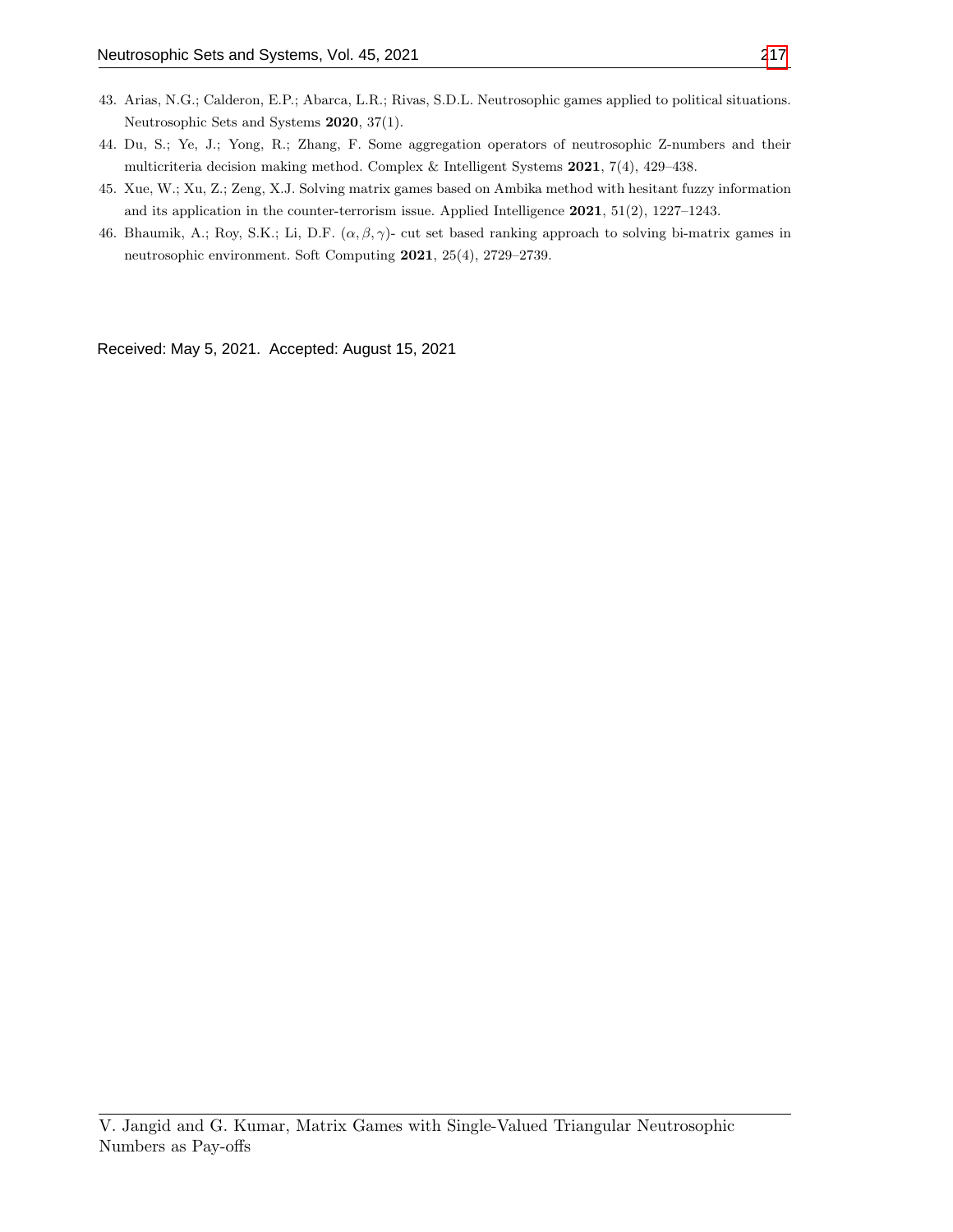43. Arias, N.G.; Calderon, E.P.; Abarca, L.R.; Rivas, S.D.L. Neutrosophic games applied to political situations. Neutrosophic Sets and Systems **2020**, 37(1).
44. Du, S.; Ye, J.; Yong, R.; Zhang, F. Some aggregation operators of neutrosophic Z-numbers and their multicriteria decision making method. Complex & Intelligent Systems **2021**, 7(4), 429–438.
45. Xue, W.; Xu, Z.; Zeng, X.J. Solving matrix games based on Ambika method with hesitant fuzzy information and its application in the counter-terrorism issue. Applied Intelligence **2021**, 51(2), 1227–1243.
46. Bhaumik, A.; Roy, S.K.; Li, D.F. $(\alpha, \beta, \gamma)$- cut set based ranking approach to solving bi-matrix games in neutrosophic environment. Soft Computing **2021**, 25(4), 2729–2739.

Received: May 5, 2021. Accepted: August 15, 2021